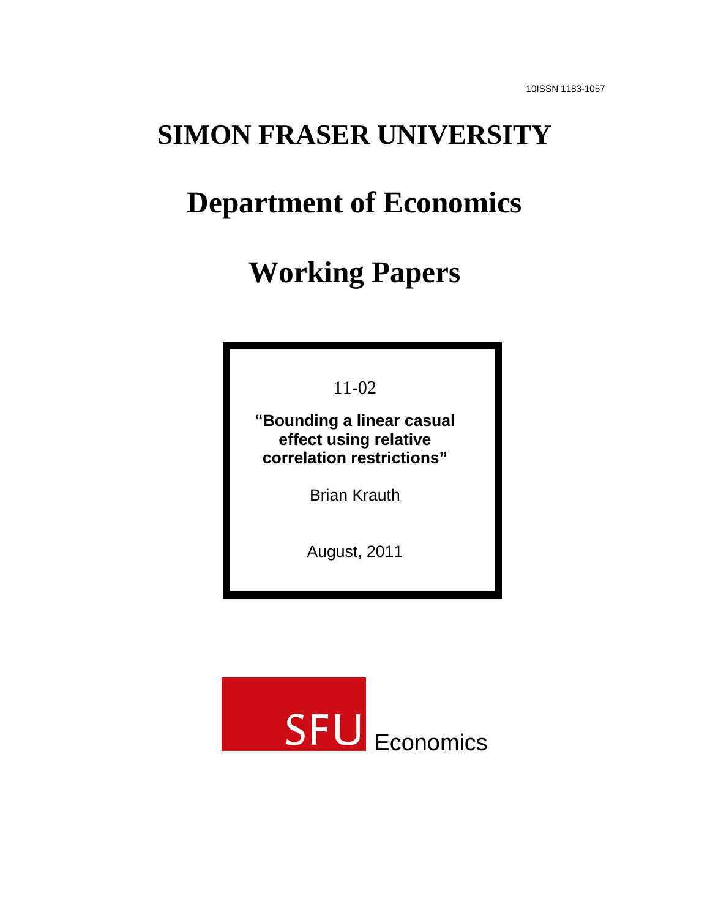10ISSN 1183-1057

# SIMON FRASER UNIVERSITY

# Department of Economics

# Working Papers

11-02

**"Bounding a linear casual effect using relative correlation restrictions"**

Brian Krauth

August, 2011

SFU Economics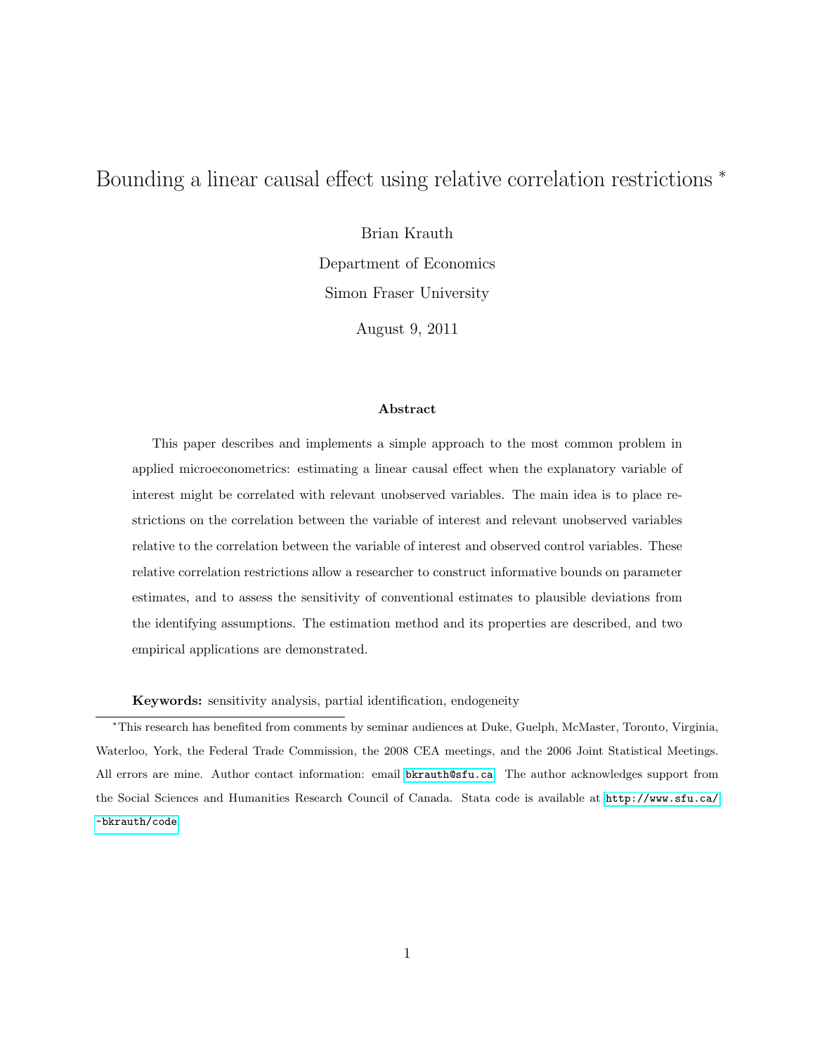# Bounding a linear causal effect using relative correlation restrictions *

Brian Krauth

Department of Economics

Simon Fraser University

August 9, 2011

### Abstract

This paper describes and implements a simple approach to the most common problem in applied microeconometrics: estimating a linear causal effect when the explanatory variable of interest might be correlated with relevant unobserved variables. The main idea is to place restrictions on the correlation between the variable of interest and relevant unobserved variables relative to the correlation between the variable of interest and observed control variables. These relative correlation restrictions allow a researcher to construct informative bounds on parameter estimates, and to assess the sensitivity of conventional estimates to plausible deviations from the identifying assumptions. The estimation method and its properties are described, and two empirical applications are demonstrated.

**Keywords:** sensitivity analysis, partial identification, endogeneity

*This research has benefited from comments by seminar audiences at Duke, Guelph, McMaster, Toronto, Virginia, Waterloo, York, the Federal Trade Commission, the 2008 CEA meetings, and the 2006 Joint Statistical Meetings. All errors are mine. Author contact information: email bkrauth@sfu.ca. The author acknowledges support from the Social Sciences and Humanities Research Council of Canada. Stata code is available at http://www.sfu.ca/~bkrauth/code.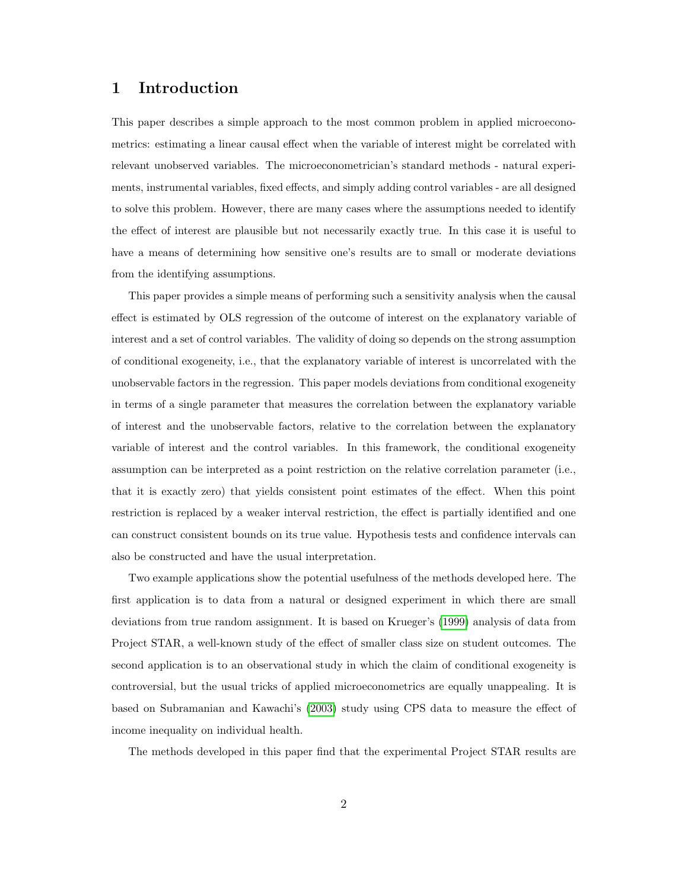# 1 Introduction

This paper describes a simple approach to the most common problem in applied microeconometrics: estimating a linear causal effect when the variable of interest might be correlated with relevant unobserved variables. The microeconometrician's standard methods - natural experiments, instrumental variables, fixed effects, and simply adding control variables - are all designed to solve this problem. However, there are many cases where the assumptions needed to identify the effect of interest are plausible but not necessarily exactly true. In this case it is useful to have a means of determining how sensitive one's results are to small or moderate deviations from the identifying assumptions.

This paper provides a simple means of performing such a sensitivity analysis when the causal effect is estimated by OLS regression of the outcome of interest on the explanatory variable of interest and a set of control variables. The validity of doing so depends on the strong assumption of conditional exogeneity, i.e., that the explanatory variable of interest is uncorrelated with the unobservable factors in the regression. This paper models deviations from conditional exogeneity in terms of a single parameter that measures the correlation between the explanatory variable of interest and the unobservable factors, relative to the correlation between the explanatory variable of interest and the control variables. In this framework, the conditional exogeneity assumption can be interpreted as a point restriction on the relative correlation parameter (i.e., that it is exactly zero) that yields consistent point estimates of the effect. When this point restriction is replaced by a weaker interval restriction, the effect is partially identified and one can construct consistent bounds on its true value. Hypothesis tests and confidence intervals can also be constructed and have the usual interpretation.

Two example applications show the potential usefulness of the methods developed here. The first application is to data from a natural or designed experiment in which there are small deviations from true random assignment. It is based on Krueger's (1999) analysis of data from Project STAR, a well-known study of the effect of smaller class size on student outcomes. The second application is to an observational study in which the claim of conditional exogeneity is controversial, but the usual tricks of applied microeconometrics are equally unappealing. It is based on Subramanian and Kawachi's (2003) study using CPS data to measure the effect of income inequality on individual health.

The methods developed in this paper find that the experimental Project STAR results are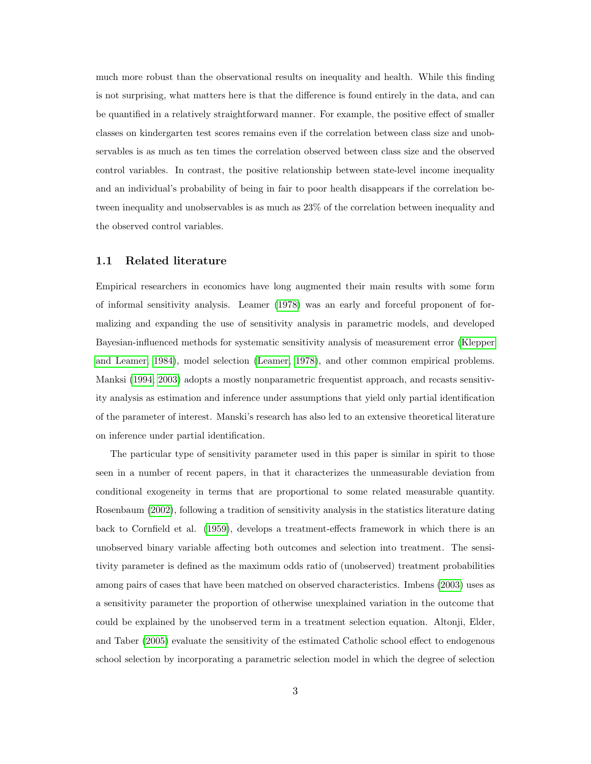much more robust than the observational results on inequality and health. While this finding is not surprising, what matters here is that the difference is found entirely in the data, and can be quantified in a relatively straightforward manner. For example, the positive effect of smaller classes on kindergarten test scores remains even if the correlation between class size and unobservables is as much as ten times the correlation observed between class size and the observed control variables. In contrast, the positive relationship between state-level income inequality and an individual's probability of being in fair to poor health disappears if the correlation between inequality and unobservables is as much as 23% of the correlation between inequality and the observed control variables.

## 1.1 Related literature

Empirical researchers in economics have long augmented their main results with some form of informal sensitivity analysis. Leamer (1978) was an early and forceful proponent of formalizing and expanding the use of sensitivity analysis in parametric models, and developed Bayesian-influenced methods for systematic sensitivity analysis of measurement error (Klepper and Leamer, 1984), model selection (Leamer, 1978), and other common empirical problems. Manksi (1994, 2003) adopts a mostly nonparametric frequentist approach, and recasts sensitivity analysis as estimation and inference under assumptions that yield only partial identification of the parameter of interest. Manski's research has also led to an extensive theoretical literature on inference under partial identification.

The particular type of sensitivity parameter used in this paper is similar in spirit to those seen in a number of recent papers, in that it characterizes the unmeasurable deviation from conditional exogeneity in terms that are proportional to some related measurable quantity. Rosenbaum (2002), following a tradition of sensitivity analysis in the statistics literature dating back to Cornfield et al. (1959), develops a treatment-effects framework in which there is an unobserved binary variable affecting both outcomes and selection into treatment. The sensitivity parameter is defined as the maximum odds ratio of (unobserved) treatment probabilities among pairs of cases that have been matched on observed characteristics. Imbens (2003) uses as a sensitivity parameter the proportion of otherwise unexplained variation in the outcome that could be explained by the unobserved term in a treatment selection equation. Altonji, Elder, and Taber (2005) evaluate the sensitivity of the estimated Catholic school effect to endogenous school selection by incorporating a parametric selection model in which the degree of selection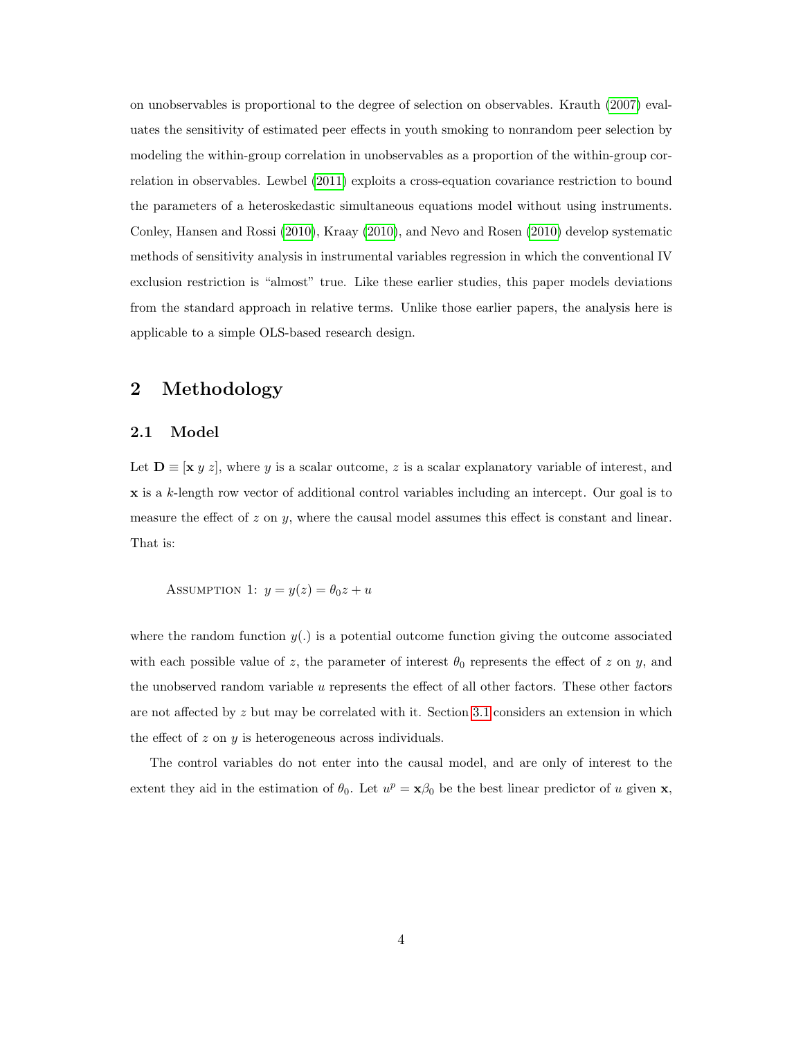on unobservables is proportional to the degree of selection on observables. Krauth (2007) evaluates the sensitivity of estimated peer effects in youth smoking to nonrandom peer selection by modeling the within-group correlation in unobservables as a proportion of the within-group correlation in observables. Lewbel (2011) exploits a cross-equation covariance restriction to bound the parameters of a heteroskedastic simultaneous equations model without using instruments. Conley, Hansen and Rossi (2010), Kraay (2010), and Nevo and Rosen (2010) develop systematic methods of sensitivity analysis in instrumental variables regression in which the conventional IV exclusion restriction is "almost" true. Like these earlier studies, this paper models deviations from the standard approach in relative terms. Unlike those earlier papers, the analysis here is applicable to a simple OLS-based research design.

# 2 Methodology

## 2.1 Model

Let $\mathbf{D} \equiv [\mathbf{x}\ y\ z]$, where $y$ is a scalar outcome, $z$ is a scalar explanatory variable of interest, and $\mathbf{x}$ is a $k$-length row vector of additional control variables including an intercept. Our goal is to measure the effect of $z$ on $y$, where the causal model assumes this effect is constant and linear. That is:

Assumption 1: $y = y(z) = \theta_0 z + u$

where the random function $y(.)$ is a potential outcome function giving the outcome associated with each possible value of $z$, the parameter of interest $\theta_0$ represents the effect of $z$ on $y$, and the unobserved random variable $u$ represents the effect of all other factors. These other factors are not affected by $z$ but may be correlated with it. Section 3.1 considers an extension in which the effect of $z$ on $y$ is heterogeneous across individuals.

The control variables do not enter into the causal model, and are only of interest to the extent they aid in the estimation of $\theta_0$. Let $u^p = \mathbf{x}\beta_0$ be the best linear predictor of $u$ given $\mathbf{x}$,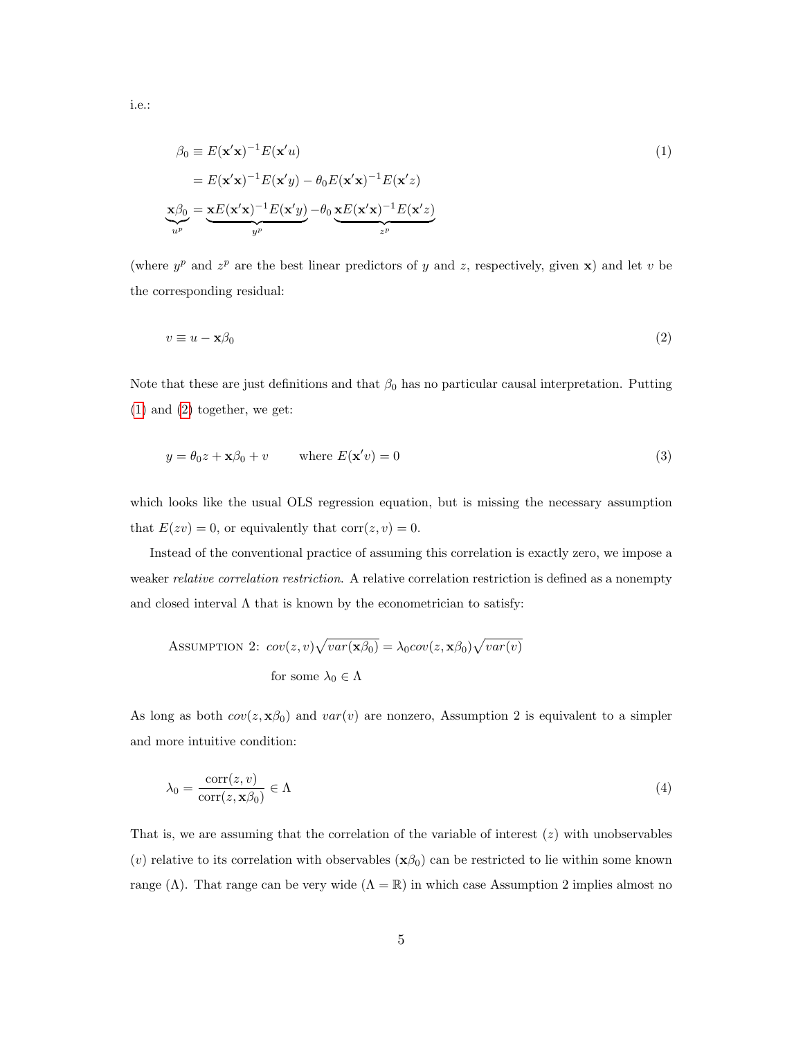i.e.:

$$
\begin{aligned}
\beta_0 &\equiv E(\mathbf{x}'\mathbf{x})^{-1}E(\mathbf{x}'u) \\
&= E(\mathbf{x}'\mathbf{x})^{-1}E(\mathbf{x}'y) - \theta_0 E(\mathbf{x}'\mathbf{x})^{-1}E(\mathbf{x}'z) \\
\underbrace{\mathbf{x}\beta_0}_{u^p} &= \underbrace{\mathbf{x}E(\mathbf{x}'\mathbf{x})^{-1}E(\mathbf{x}'y)}_{y^p} - \theta_0 \underbrace{\mathbf{x}E(\mathbf{x}'\mathbf{x})^{-1}E(\mathbf{x}'z)}_{z^p}
\end{aligned}
\tag{1}
$$

(where $y^p$ and $z^p$ are the best linear predictors of $y$ and $z$, respectively, given $\mathbf{x}$) and let $v$ be the corresponding residual:

$$
v \equiv u - \mathbf{x}\beta_0 \tag{2}
$$

Note that these are just definitions and that $\beta_0$ has no particular causal interpretation. Putting (1) and (2) together, we get:

$$
y = \theta_0 z + \mathbf{x}\beta_0 + v \qquad \text{where } E(\mathbf{x}'v) = 0 \tag{3}
$$

which looks like the usual OLS regression equation, but is missing the necessary assumption that $E(zv) = 0$, or equivalently that $\text{corr}(z, v) = 0$.

Instead of the conventional practice of assuming this correlation is exactly zero, we impose a weaker *relative correlation restriction*. A relative correlation restriction is defined as a nonempty and closed interval $\Lambda$ that is known by the econometrician to satisfy:

Assumption 2: $cov(z, v)\sqrt{var(\mathbf{x}\beta_0)} = \lambda_0 cov(z, \mathbf{x}\beta_0)\sqrt{var(v)}$

for some $\lambda_0 \in \Lambda$

As long as both $cov(z, \mathbf{x}\beta_0)$ and $var(v)$ are nonzero, Assumption 2 is equivalent to a simpler and more intuitive condition:

$$
\lambda_0 = \frac{\text{corr}(z, v)}{\text{corr}(z, \mathbf{x}\beta_0)} \in \Lambda \tag{4}
$$

That is, we are assuming that the correlation of the variable of interest ($z$) with unobservables ($v$) relative to its correlation with observables ($\mathbf{x}\beta_0$) can be restricted to lie within some known range ($\Lambda$). That range can be very wide ($\Lambda = \mathbb{R}$) in which case Assumption 2 implies almost no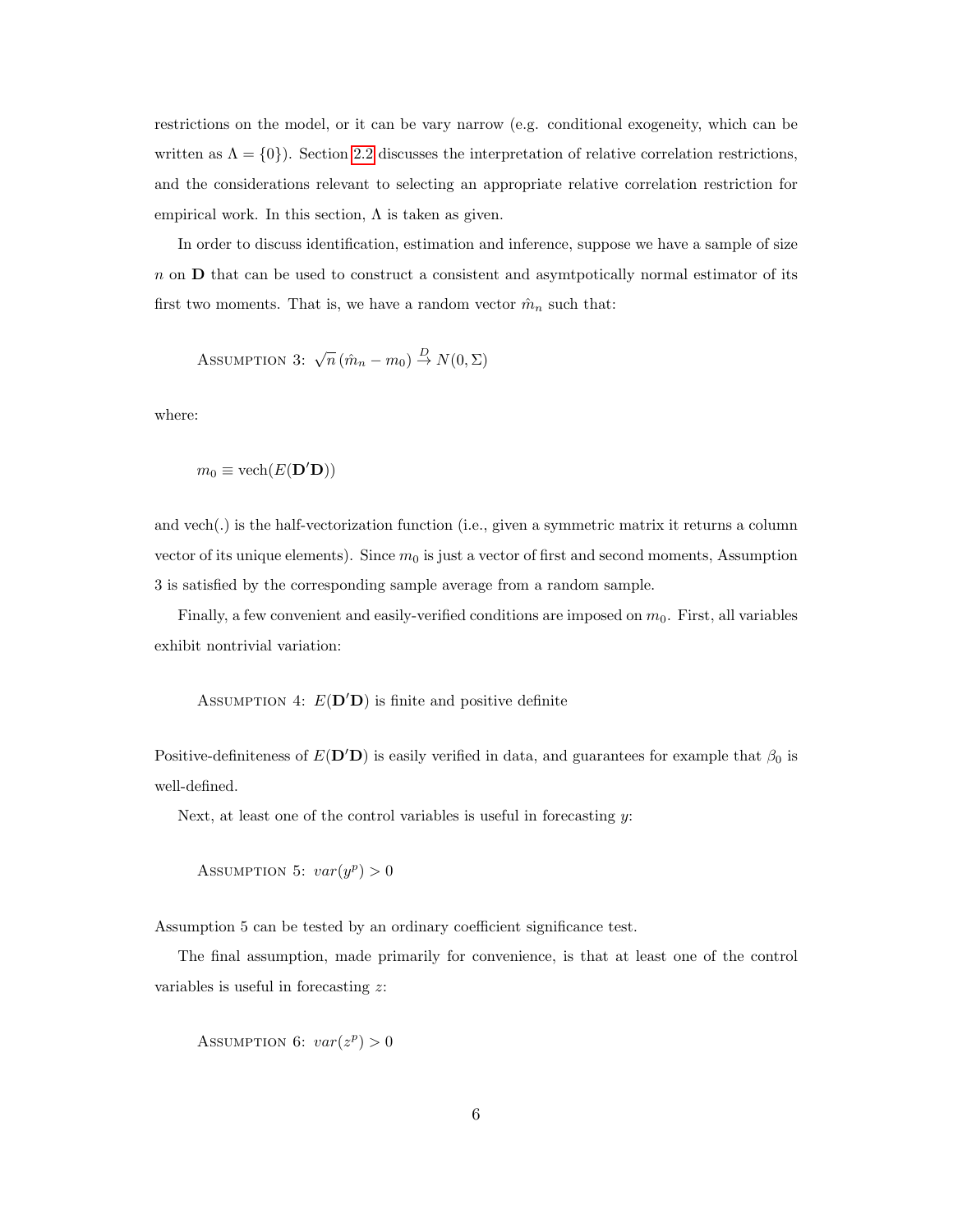restrictions on the model, or it can be vary narrow (e.g. conditional exogeneity, which can be written as $\Lambda = \{0\}$). Section 2.2 discusses the interpretation of relative correlation restrictions, and the considerations relevant to selecting an appropriate relative correlation restriction for empirical work. In this section, $\Lambda$ is taken as given.

In order to discuss identification, estimation and inference, suppose we have a sample of size $n$ on $\mathbf{D}$ that can be used to construct a consistent and asymtpotically normal estimator of its first two moments. That is, we have a random vector $\hat{m}_n$ such that:

Assumption 3: $\sqrt{n}\,(\hat{m}_n - m_0) \xrightarrow{D} N(0, \Sigma)$

where:

$$m_0 \equiv \text{vech}(E(\mathbf{D}'\mathbf{D}))$$

and vech(.) is the half-vectorization function (i.e., given a symmetric matrix it returns a column vector of its unique elements). Since $m_0$ is just a vector of first and second moments, Assumption 3 is satisfied by the corresponding sample average from a random sample.

Finally, a few convenient and easily-verified conditions are imposed on $m_0$. First, all variables exhibit nontrivial variation:

Assumption 4: $E(\mathbf{D}'\mathbf{D})$ is finite and positive definite

Positive-definiteness of $E(\mathbf{D}'\mathbf{D})$ is easily verified in data, and guarantees for example that $\beta_0$ is well-defined.

Next, at least one of the control variables is useful in forecasting $y$:

Assumption 5: $var(y^p) > 0$

Assumption 5 can be tested by an ordinary coefficient significance test.

The final assumption, made primarily for convenience, is that at least one of the control variables is useful in forecasting $z$:

Assumption 6: $var(z^p) > 0$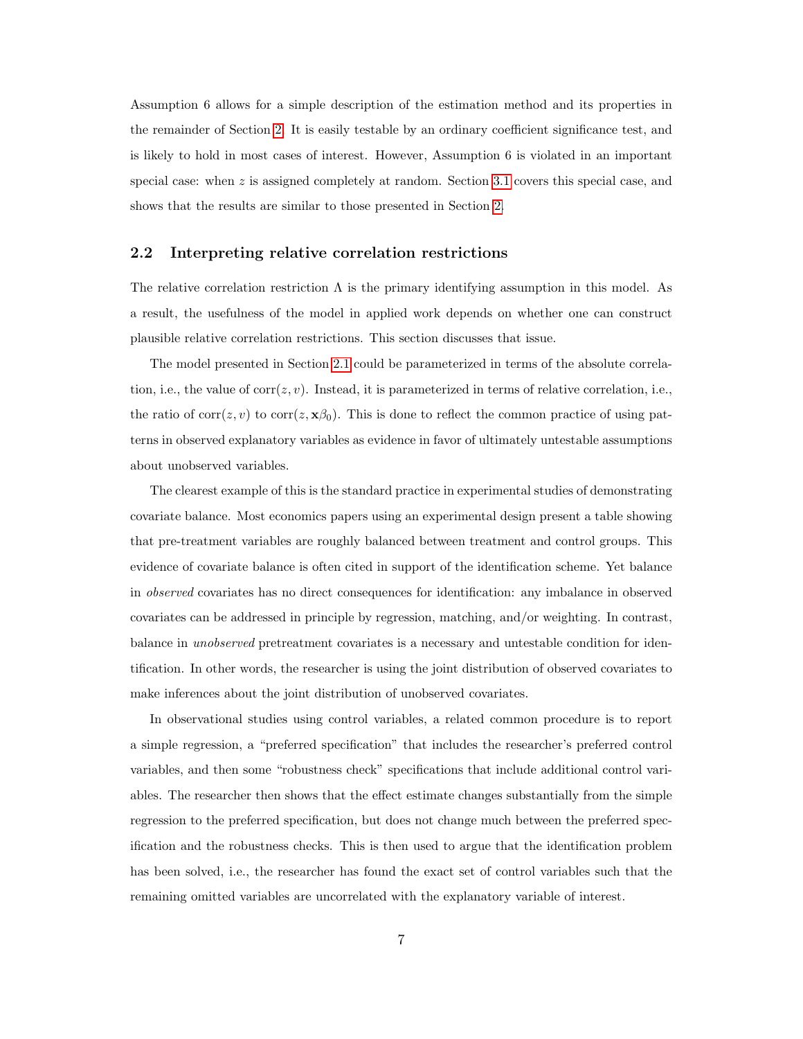Assumption 6 allows for a simple description of the estimation method and its properties in the remainder of Section 2. It is easily testable by an ordinary coefficient significance test, and is likely to hold in most cases of interest. However, Assumption 6 is violated in an important special case: when $z$ is assigned completely at random. Section 3.1 covers this special case, and shows that the results are similar to those presented in Section 2.

## 2.2 Interpreting relative correlation restrictions

The relative correlation restriction $\Lambda$ is the primary identifying assumption in this model. As a result, the usefulness of the model in applied work depends on whether one can construct plausible relative correlation restrictions. This section discusses that issue.

The model presented in Section 2.1 could be parameterized in terms of the absolute correlation, i.e., the value of $\text{corr}(z, v)$. Instead, it is parameterized in terms of relative correlation, i.e., the ratio of $\text{corr}(z, v)$ to $\text{corr}(z, \mathbf{x}\beta_0)$. This is done to reflect the common practice of using patterns in observed explanatory variables as evidence in favor of ultimately untestable assumptions about unobserved variables.

The clearest example of this is the standard practice in experimental studies of demonstrating covariate balance. Most economics papers using an experimental design present a table showing that pre-treatment variables are roughly balanced between treatment and control groups. This evidence of covariate balance is often cited in support of the identification scheme. Yet balance in *observed* covariates has no direct consequences for identification: any imbalance in observed covariates can be addressed in principle by regression, matching, and/or weighting. In contrast, balance in *unobserved* pretreatment covariates is a necessary and untestable condition for identification. In other words, the researcher is using the joint distribution of observed covariates to make inferences about the joint distribution of unobserved covariates.

In observational studies using control variables, a related common procedure is to report a simple regression, a "preferred specification" that includes the researcher's preferred control variables, and then some "robustness check" specifications that include additional control variables. The researcher then shows that the effect estimate changes substantially from the simple regression to the preferred specification, but does not change much between the preferred specification and the robustness checks. This is then used to argue that the identification problem has been solved, i.e., the researcher has found the exact set of control variables such that the remaining omitted variables are uncorrelated with the explanatory variable of interest.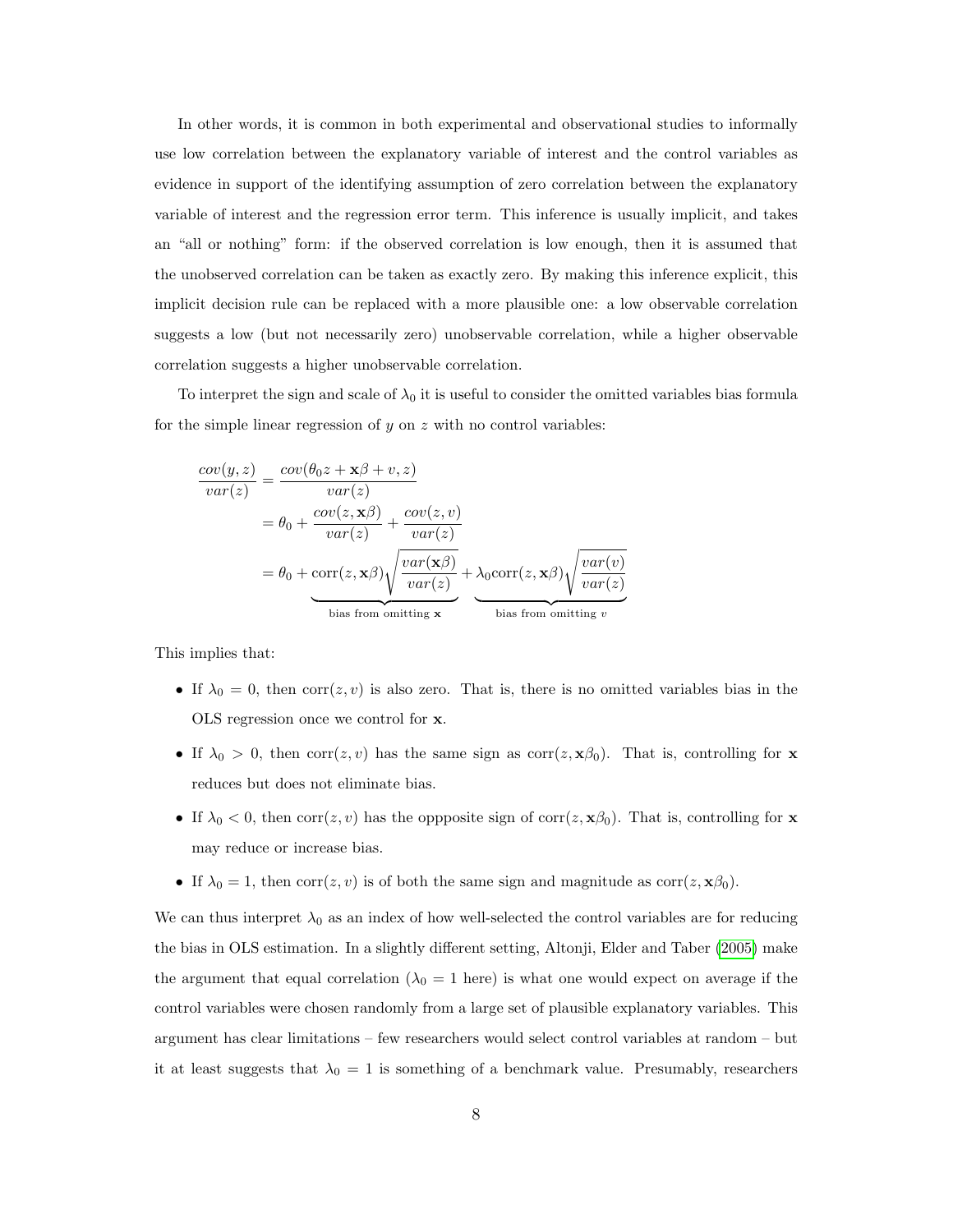In other words, it is common in both experimental and observational studies to informally use low correlation between the explanatory variable of interest and the control variables as evidence in support of the identifying assumption of zero correlation between the explanatory variable of interest and the regression error term. This inference is usually implicit, and takes an "all or nothing" form: if the observed correlation is low enough, then it is assumed that the unobserved correlation can be taken as exactly zero. By making this inference explicit, this implicit decision rule can be replaced with a more plausible one: a low observable correlation suggests a low (but not necessarily zero) unobservable correlation, while a higher observable correlation suggests a higher unobservable correlation.

To interpret the sign and scale of $\lambda_0$ it is useful to consider the omitted variables bias formula for the simple linear regression of $y$ on $z$ with no control variables:

$$
\begin{aligned}
\frac{cov(y,z)}{var(z)} &= \frac{cov(\theta_0 z + \mathbf{x}\beta + v, z)}{var(z)} \\
&= \theta_0 + \frac{cov(z, \mathbf{x}\beta)}{var(z)} + \frac{cov(z,v)}{var(z)} \\
&= \theta_0 + \underbrace{\text{corr}(z, \mathbf{x}\beta)\sqrt{\frac{var(\mathbf{x}\beta)}{var(z)}}}_{\text{bias from omitting } \mathbf{x}} + \underbrace{\lambda_0 \text{corr}(z, \mathbf{x}\beta)\sqrt{\frac{var(v)}{var(z)}}}_{\text{bias from omitting } v}
\end{aligned}
$$

This implies that:

- If $\lambda_0 = 0$, then $\text{corr}(z, v)$ is also zero. That is, there is no omitted variables bias in the OLS regression once we control for $\mathbf{x}$.
- If $\lambda_0 > 0$, then $\text{corr}(z, v)$ has the same sign as $\text{corr}(z, \mathbf{x}\beta_0)$. That is, controlling for $\mathbf{x}$ reduces but does not eliminate bias.
- If $\lambda_0 < 0$, then $\text{corr}(z, v)$ has the oppposite sign of $\text{corr}(z, \mathbf{x}\beta_0)$. That is, controlling for $\mathbf{x}$ may reduce or increase bias.
- If $\lambda_0 = 1$, then $\text{corr}(z, v)$ is of both the same sign and magnitude as $\text{corr}(z, \mathbf{x}\beta_0)$.

We can thus interpret $\lambda_0$ as an index of how well-selected the control variables are for reducing the bias in OLS estimation. In a slightly different setting, Altonji, Elder and Taber (2005) make the argument that equal correlation ($\lambda_0 = 1$ here) is what one would expect on average if the control variables were chosen randomly from a large set of plausible explanatory variables. This argument has clear limitations – few researchers would select control variables at random – but it at least suggests that $\lambda_0 = 1$ is something of a benchmark value. Presumably, researchers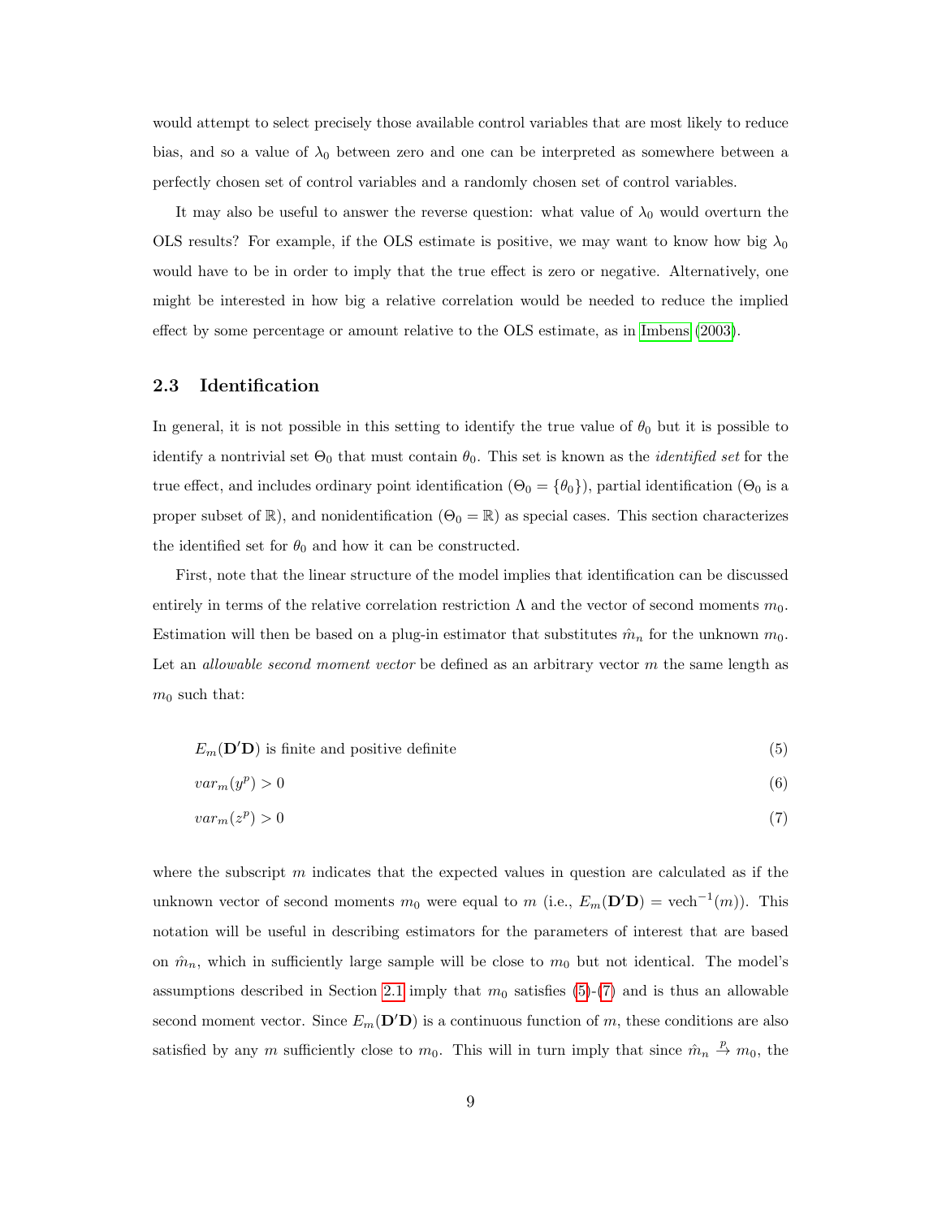would attempt to select precisely those available control variables that are most likely to reduce bias, and so a value of $\lambda_0$ between zero and one can be interpreted as somewhere between a perfectly chosen set of control variables and a randomly chosen set of control variables.

It may also be useful to answer the reverse question: what value of $\lambda_0$ would overturn the OLS results? For example, if the OLS estimate is positive, we may want to know how big $\lambda_0$ would have to be in order to imply that the true effect is zero or negative. Alternatively, one might be interested in how big a relative correlation would be needed to reduce the implied effect by some percentage or amount relative to the OLS estimate, as in Imbens (2003).

### 2.3 Identification

In general, it is not possible in this setting to identify the true value of $\theta_0$ but it is possible to identify a nontrivial set $\Theta_0$ that must contain $\theta_0$. This set is known as the *identified set* for the true effect, and includes ordinary point identification ($\Theta_0 = \{\theta_0\}$), partial identification ($\Theta_0$ is a proper subset of $\mathbb{R}$), and nonidentification ($\Theta_0 = \mathbb{R}$) as special cases. This section characterizes the identified set for $\theta_0$ and how it can be constructed.

First, note that the linear structure of the model implies that identification can be discussed entirely in terms of the relative correlation restriction $\Lambda$ and the vector of second moments $m_0$. Estimation will then be based on a plug-in estimator that substitutes $\hat{m}_n$ for the unknown $m_0$. Let an *allowable second moment vector* be defined as an arbitrary vector $m$ the same length as $m_0$ such that:

$$E_m(\mathbf{D}'\mathbf{D}) \text{ is finite and positive definite} \tag{5}$$

$$var_m(y^p) > 0 \tag{6}$$

$$var_m(z^p) > 0 \tag{7}$$

where the subscript $m$ indicates that the expected values in question are calculated as if the unknown vector of second moments $m_0$ were equal to $m$ (i.e., $E_m(\mathbf{D}'\mathbf{D}) = \text{vech}^{-1}(m)$). This notation will be useful in describing estimators for the parameters of interest that are based on $\hat{m}_n$, which in sufficiently large sample will be close to $m_0$ but not identical. The model's assumptions described in Section 2.1 imply that $m_0$ satisfies (5)-(7) and is thus an allowable second moment vector. Since $E_m(\mathbf{D}'\mathbf{D})$ is a continuous function of $m$, these conditions are also satisfied by any $m$ sufficiently close to $m_0$. This will in turn imply that since $\hat{m}_n \xrightarrow{p} m_0$, the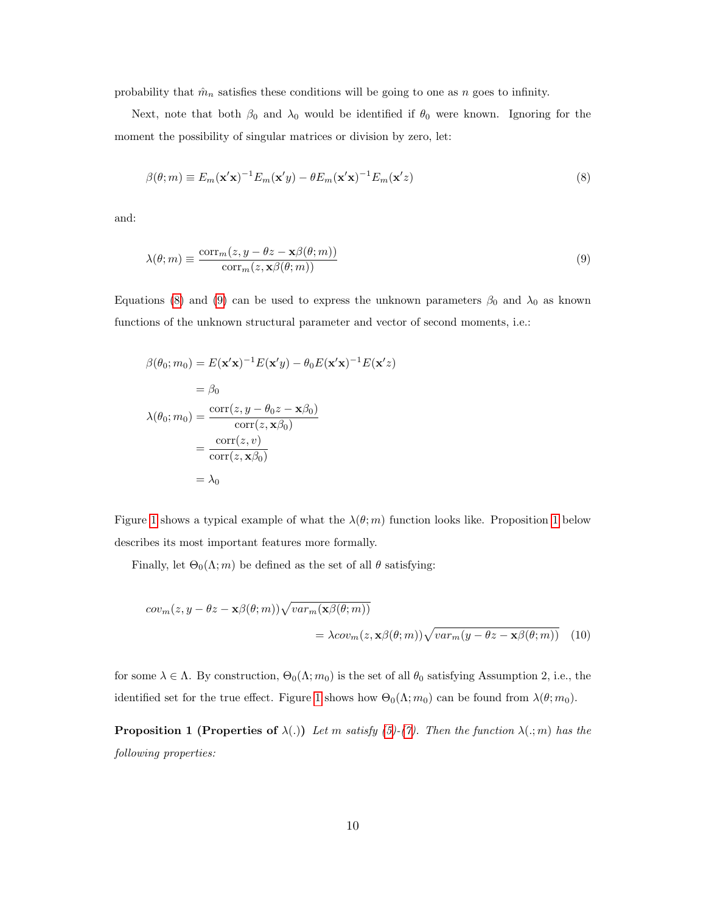probability that $\hat{m}_n$ satisfies these conditions will be going to one as $n$ goes to infinity.

Next, note that both $\beta_0$ and $\lambda_0$ would be identified if $\theta_0$ were known. Ignoring for the moment the possibility of singular matrices or division by zero, let:

$$\beta(\theta; m) \equiv E_m(\mathbf{x}'\mathbf{x})^{-1}E_m(\mathbf{x}'y) - \theta E_m(\mathbf{x}'\mathbf{x})^{-1}E_m(\mathbf{x}'z) \tag{8}$$

and:

$$\lambda(\theta; m) \equiv \frac{\text{corr}_m(z, y - \theta z - \mathbf{x}\beta(\theta; m))}{\text{corr}_m(z, \mathbf{x}\beta(\theta; m))} \tag{9}$$

Equations (8) and (9) can be used to express the unknown parameters $\beta_0$ and $\lambda_0$ as known functions of the unknown structural parameter and vector of second moments, i.e.:

$$\begin{aligned}
\beta(\theta_0; m_0) &= E(\mathbf{x}'\mathbf{x})^{-1}E(\mathbf{x}'y) - \theta_0 E(\mathbf{x}'\mathbf{x})^{-1}E(\mathbf{x}'z) \\
&= \beta_0 \\
\lambda(\theta_0; m_0) &= \frac{\text{corr}(z, y - \theta_0 z - \mathbf{x}\beta_0)}{\text{corr}(z, \mathbf{x}\beta_0)} \\
&= \frac{\text{corr}(z, v)}{\text{corr}(z, \mathbf{x}\beta_0)} \\
&= \lambda_0
\end{aligned}$$

Figure 1 shows a typical example of what the $\lambda(\theta; m)$ function looks like. Proposition 1 below describes its most important features more formally.

Finally, let $\Theta_0(\Lambda; m)$ be defined as the set of all $\theta$ satisfying:

$$cov_m(z, y - \theta z - \mathbf{x}\beta(\theta; m))\sqrt{var_m(\mathbf{x}\beta(\theta; m))} = \lambda cov_m(z, \mathbf{x}\beta(\theta; m))\sqrt{var_m(y - \theta z - \mathbf{x}\beta(\theta; m))} \tag{10}$$

for some $\lambda \in \Lambda$. By construction, $\Theta_0(\Lambda; m_0)$ is the set of all $\theta_0$ satisfying Assumption 2, i.e., the identified set for the true effect. Figure 1 shows how $\Theta_0(\Lambda; m_0)$ can be found from $\lambda(\theta; m_0)$.

**Proposition 1 (Properties of $\lambda(.)$)** *Let $m$ satisfy (5)-(7). Then the function $\lambda(.; m)$ has the following properties:*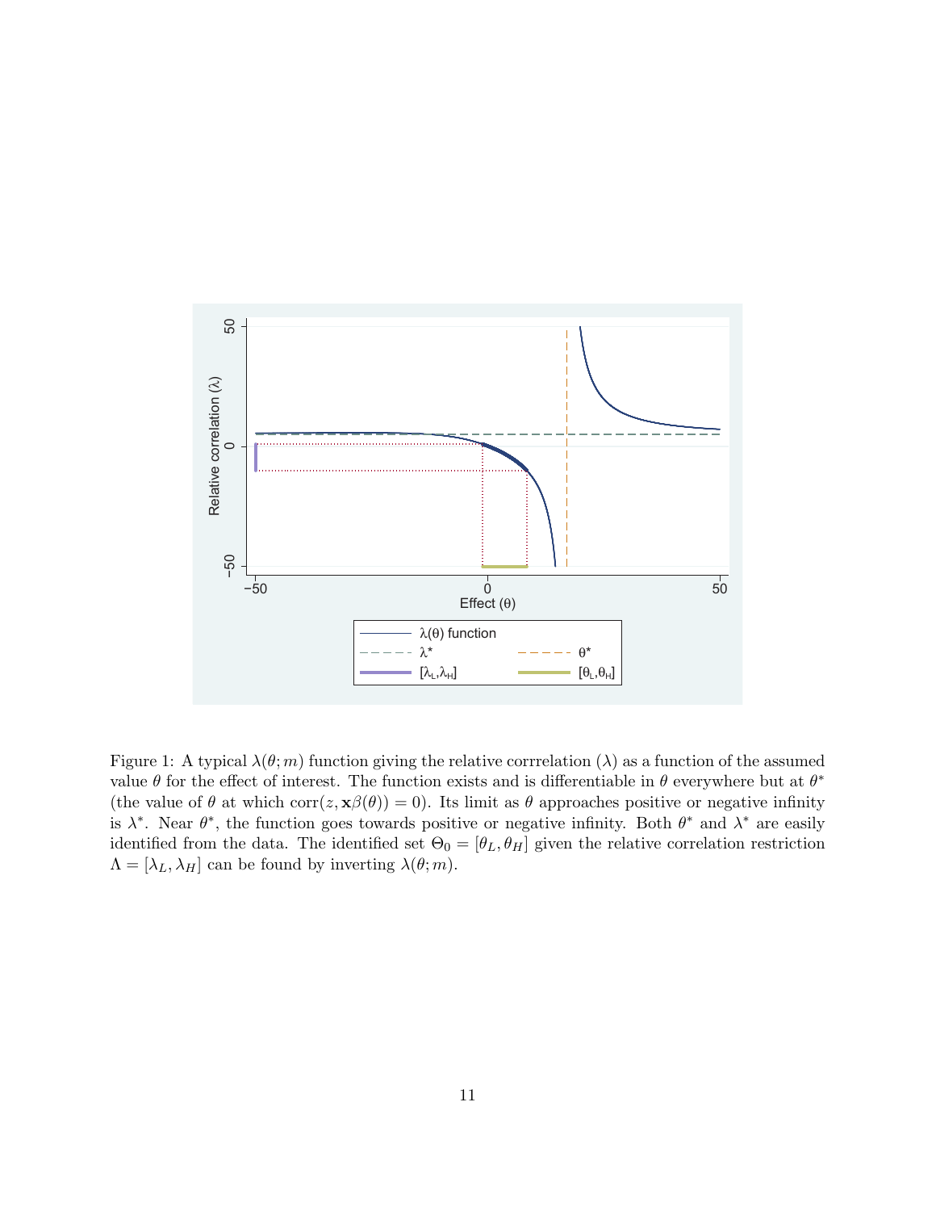Figure 1: A typical $\lambda(\theta; m)$ function giving the relative corrrelation ($\lambda$) as a function of the assumed value $\theta$ for the effect of interest. The function exists and is differentiable in $\theta$ everywhere but at $\theta^*$ (the value of $\theta$ at which $\text{corr}(z, \mathbf{x}\beta(\theta)) = 0$). Its limit as $\theta$ approaches positive or negative infinity is $\lambda^*$. Near $\theta^*$, the function goes towards positive or negative infinity. Both $\theta^*$ and $\lambda^*$ are easily identified from the data. The identified set $\Theta_0 = [\theta_L, \theta_H]$ given the relative correlation restriction $\Lambda = [\lambda_L, \lambda_H]$ can be found by inverting $\lambda(\theta; m)$.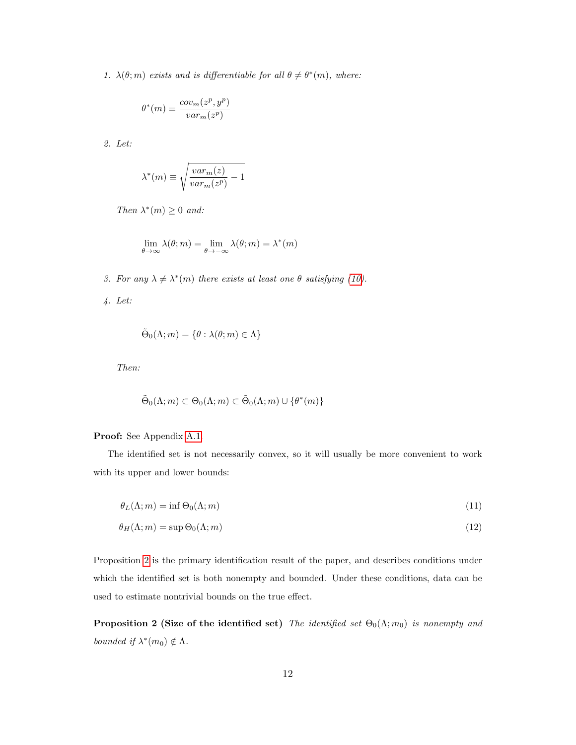1. *$\lambda(\theta; m)$ exists and is differentiable for all $\theta \neq \theta^*(m)$, where:*

$$\theta^*(m) \equiv \frac{cov_m(z^p, y^p)}{var_m(z^p)}$$

2. *Let:*

$$\lambda^*(m) \equiv \sqrt{\frac{var_m(z)}{var_m(z^p)} - 1}$$

*Then $\lambda^*(m) \geq 0$ and:*

$$\lim_{\theta \to \infty} \lambda(\theta; m) = \lim_{\theta \to -\infty} \lambda(\theta; m) = \lambda^*(m)$$

3. *For any $\lambda \neq \lambda^*(m)$ there exists at least one $\theta$ satisfying (10).*

4. *Let:*

$$\tilde{\Theta}_0(\Lambda; m) = \{\theta : \lambda(\theta; m) \in \Lambda\}$$

*Then:*

$$\tilde{\Theta}_0(\Lambda; m) \subset \Theta_0(\Lambda; m) \subset \tilde{\Theta}_0(\Lambda; m) \cup \{\theta^*(m)\}$$

**Proof:** See Appendix A.1.

The identified set is not necessarily convex, so it will usually be more convenient to work with its upper and lower bounds:

$$\theta_L(\Lambda; m) = \inf \Theta_0(\Lambda; m) \tag{11}$$

$$\theta_H(\Lambda; m) = \sup \Theta_0(\Lambda; m) \tag{12}$$

Proposition 2 is the primary identification result of the paper, and describes conditions under which the identified set is both nonempty and bounded. Under these conditions, data can be used to estimate nontrivial bounds on the true effect.

**Proposition 2 (Size of the identified set)** *The identified set $\Theta_0(\Lambda; m_0)$ is nonempty and bounded if $\lambda^*(m_0) \notin \Lambda$.*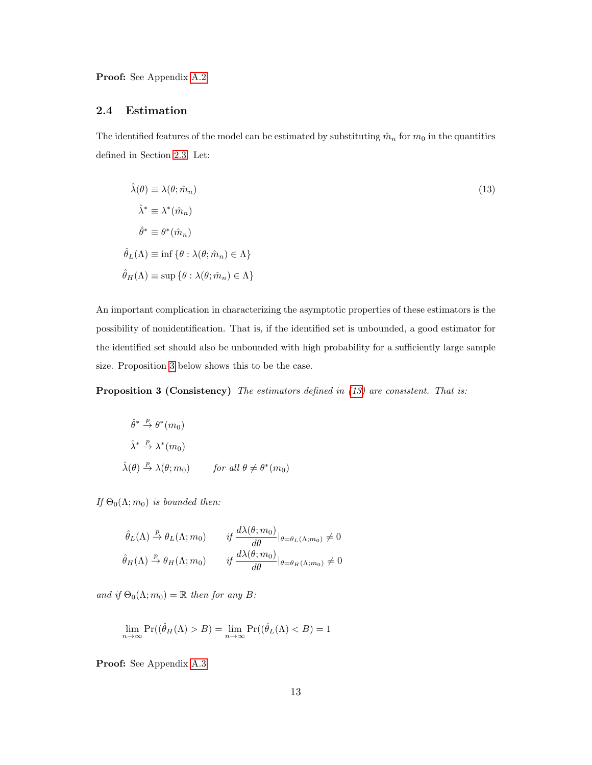**Proof:** See Appendix A.2

## 2.4 Estimation

The identified features of the model can be estimated by substituting $\hat{m}_n$ for $m_0$ in the quantities defined in Section 2.3. Let:

$$
\begin{aligned}
\hat{\lambda}(\theta) &\equiv \lambda(\theta; \hat{m}_n) \\
\hat{\lambda}^* &\equiv \lambda^*(\hat{m}_n) \\
\hat{\theta}^* &\equiv \theta^*(\hat{m}_n) \\
\hat{\theta}_L(\Lambda) &\equiv \inf \{\theta : \lambda(\theta; \hat{m}_n) \in \Lambda\} \\
\hat{\theta}_H(\Lambda) &\equiv \sup \{\theta : \lambda(\theta; \hat{m}_n) \in \Lambda\}
\end{aligned}
\tag{13}
$$

An important complication in characterizing the asymptotic properties of these estimators is the possibility of nonidentification. That is, if the identified set is unbounded, a good estimator for the identified set should also be unbounded with high probability for a sufficiently large sample size. Proposition 3 below shows this to be the case.

**Proposition 3 (Consistency)** *The estimators defined in (13) are consistent. That is:*

$$
\begin{aligned}
\hat{\theta}^* &\xrightarrow{p} \theta^*(m_0) \\
\hat{\lambda}^* &\xrightarrow{p} \lambda^*(m_0) \\
\hat{\lambda}(\theta) &\xrightarrow{p} \lambda(\theta; m_0) \qquad \textit{for all } \theta \neq \theta^*(m_0)
\end{aligned}
$$

*If $\Theta_0(\Lambda; m_0)$ is bounded then:*

$$
\begin{aligned}
\hat{\theta}_L(\Lambda) &\xrightarrow{p} \theta_L(\Lambda; m_0) \qquad \textit{if } \frac{d\lambda(\theta; m_0)}{d\theta}\Big|_{\theta=\theta_L(\Lambda; m_0)} \neq 0 \\
\hat{\theta}_H(\Lambda) &\xrightarrow{p} \theta_H(\Lambda; m_0) \qquad \textit{if } \frac{d\lambda(\theta; m_0)}{d\theta}\Big|_{\theta=\theta_H(\Lambda; m_0)} \neq 0
\end{aligned}
$$

*and if $\Theta_0(\Lambda; m_0) = \mathbb{R}$ then for any $B$:*

$$
\lim_{n\to\infty} \Pr((\hat{\theta}_H(\Lambda) > B) = \lim_{n\to\infty} \Pr((\hat{\theta}_L(\Lambda) < B) = 1
$$

**Proof:** See Appendix A.3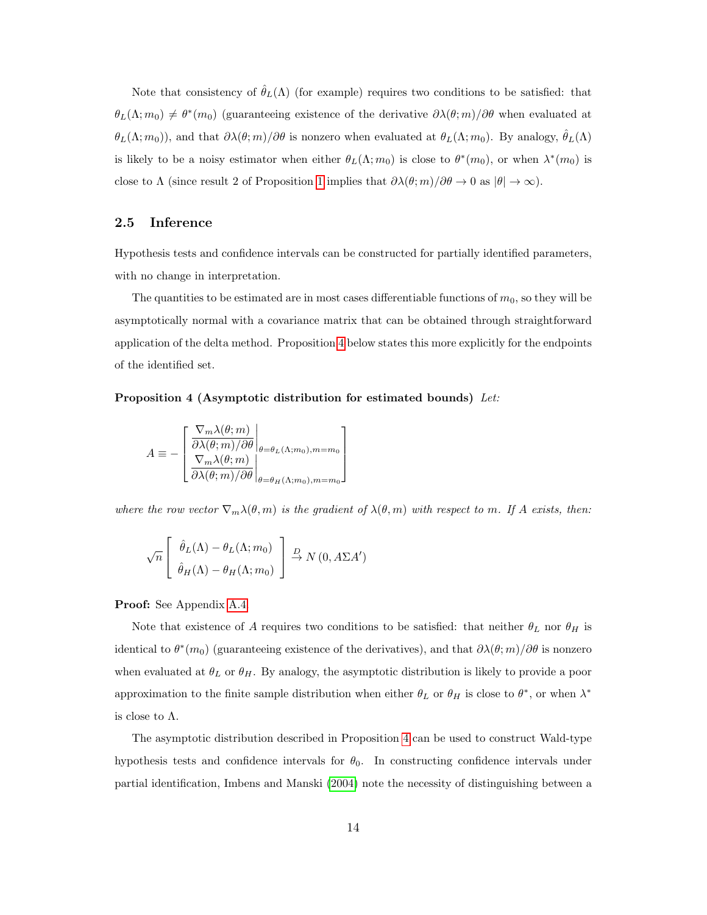Note that consistency of $\hat{\theta}_L(\Lambda)$ (for example) requires two conditions to be satisfied: that $\theta_L(\Lambda; m_0) \neq \theta^*(m_0)$ (guaranteeing existence of the derivative $\partial\lambda(\theta; m)/\partial\theta$ when evaluated at $\theta_L(\Lambda; m_0)$), and that $\partial\lambda(\theta; m)/\partial\theta$ is nonzero when evaluated at $\theta_L(\Lambda; m_0)$. By analogy, $\hat{\theta}_L(\Lambda)$ is likely to be a noisy estimator when either $\theta_L(\Lambda; m_0)$ is close to $\theta^*(m_0)$, or when $\lambda^*(m_0)$ is close to $\Lambda$ (since result 2 of Proposition 1 implies that $\partial\lambda(\theta; m)/\partial\theta \to 0$ as $|\theta| \to \infty$).

## 2.5 Inference

Hypothesis tests and confidence intervals can be constructed for partially identified parameters, with no change in interpretation.

The quantities to be estimated are in most cases differentiable functions of $m_0$, so they will be asymptotically normal with a covariance matrix that can be obtained through straightforward application of the delta method. Proposition 4 below states this more explicitly for the endpoints of the identified set.

**Proposition 4 (Asymptotic distribution for estimated bounds)** *Let:*

$$A \equiv - \begin{bmatrix} \left. \dfrac{\nabla_m \lambda(\theta; m)}{\partial\lambda(\theta; m)/\partial\theta} \right|_{\theta=\theta_L(\Lambda; m_0), m=m_0} \\ \left. \dfrac{\nabla_m \lambda(\theta; m)}{\partial\lambda(\theta; m)/\partial\theta} \right|_{\theta=\theta_H(\Lambda; m_0), m=m_0} \end{bmatrix}$$

*where the row vector $\nabla_m \lambda(\theta, m)$ is the gradient of $\lambda(\theta, m)$ with respect to $m$. If $A$ exists, then:*

$$\sqrt{n} \begin{bmatrix} \hat{\theta}_L(\Lambda) - \theta_L(\Lambda; m_0) \\ \hat{\theta}_H(\Lambda) - \theta_H(\Lambda; m_0) \end{bmatrix} \xrightarrow{D} N\left(0, A\Sigma A'\right)$$

**Proof:** See Appendix A.4.

Note that existence of $A$ requires two conditions to be satisfied: that neither $\theta_L$ nor $\theta_H$ is identical to $\theta^*(m_0)$ (guaranteeing existence of the derivatives), and that $\partial\lambda(\theta; m)/\partial\theta$ is nonzero when evaluated at $\theta_L$ or $\theta_H$. By analogy, the asymptotic distribution is likely to provide a poor approximation to the finite sample distribution when either $\theta_L$ or $\theta_H$ is close to $\theta^*$, or when $\lambda^*$ is close to $\Lambda$.

The asymptotic distribution described in Proposition 4 can be used to construct Wald-type hypothesis tests and confidence intervals for $\theta_0$. In constructing confidence intervals under partial identification, Imbens and Manski (2004) note the necessity of distinguishing between a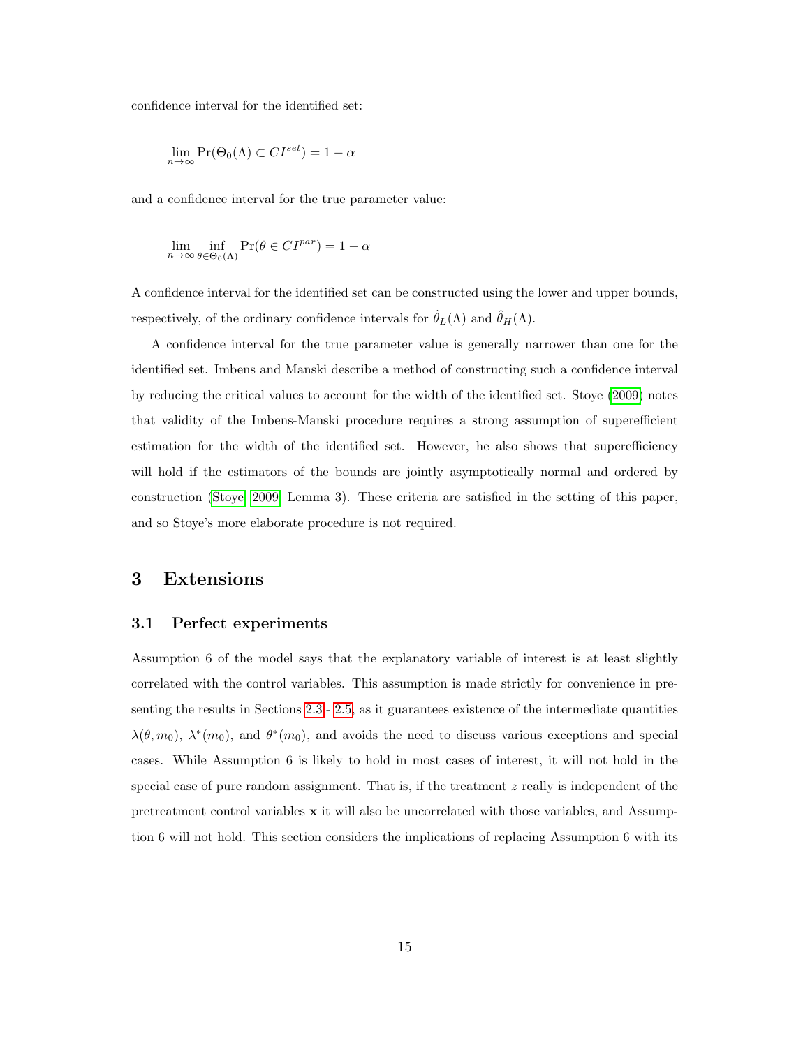confidence interval for the identified set:

$$\lim_{n\to\infty} \Pr(\Theta_0(\Lambda) \subset CI^{set}) = 1 - \alpha$$

and a confidence interval for the true parameter value:

$$\lim_{n\to\infty} \inf_{\theta\in\Theta_0(\Lambda)} \Pr(\theta \in CI^{par}) = 1 - \alpha$$

A confidence interval for the identified set can be constructed using the lower and upper bounds, respectively, of the ordinary confidence intervals for $\hat{\theta}_L(\Lambda)$ and $\hat{\theta}_H(\Lambda)$.

A confidence interval for the true parameter value is generally narrower than one for the identified set. Imbens and Manski describe a method of constructing such a confidence interval by reducing the critical values to account for the width of the identified set. Stoye (2009) notes that validity of the Imbens-Manski procedure requires a strong assumption of superefficient estimation for the width of the identified set. However, he also shows that superefficiency will hold if the estimators of the bounds are jointly asymptotically normal and ordered by construction (Stoye, 2009, Lemma 3). These criteria are satisfied in the setting of this paper, and so Stoye's more elaborate procedure is not required.

# 3 Extensions

## 3.1 Perfect experiments

Assumption 6 of the model says that the explanatory variable of interest is at least slightly correlated with the control variables. This assumption is made strictly for convenience in presenting the results in Sections 2.3 - 2.5, as it guarantees existence of the intermediate quantities $\lambda(\theta, m_0)$, $\lambda^*(m_0)$, and $\theta^*(m_0)$, and avoids the need to discuss various exceptions and special cases. While Assumption 6 is likely to hold in most cases of interest, it will not hold in the special case of pure random assignment. That is, if the treatment $z$ really is independent of the pretreatment control variables $\mathbf{x}$ it will also be uncorrelated with those variables, and Assumption 6 will not hold. This section considers the implications of replacing Assumption 6 with its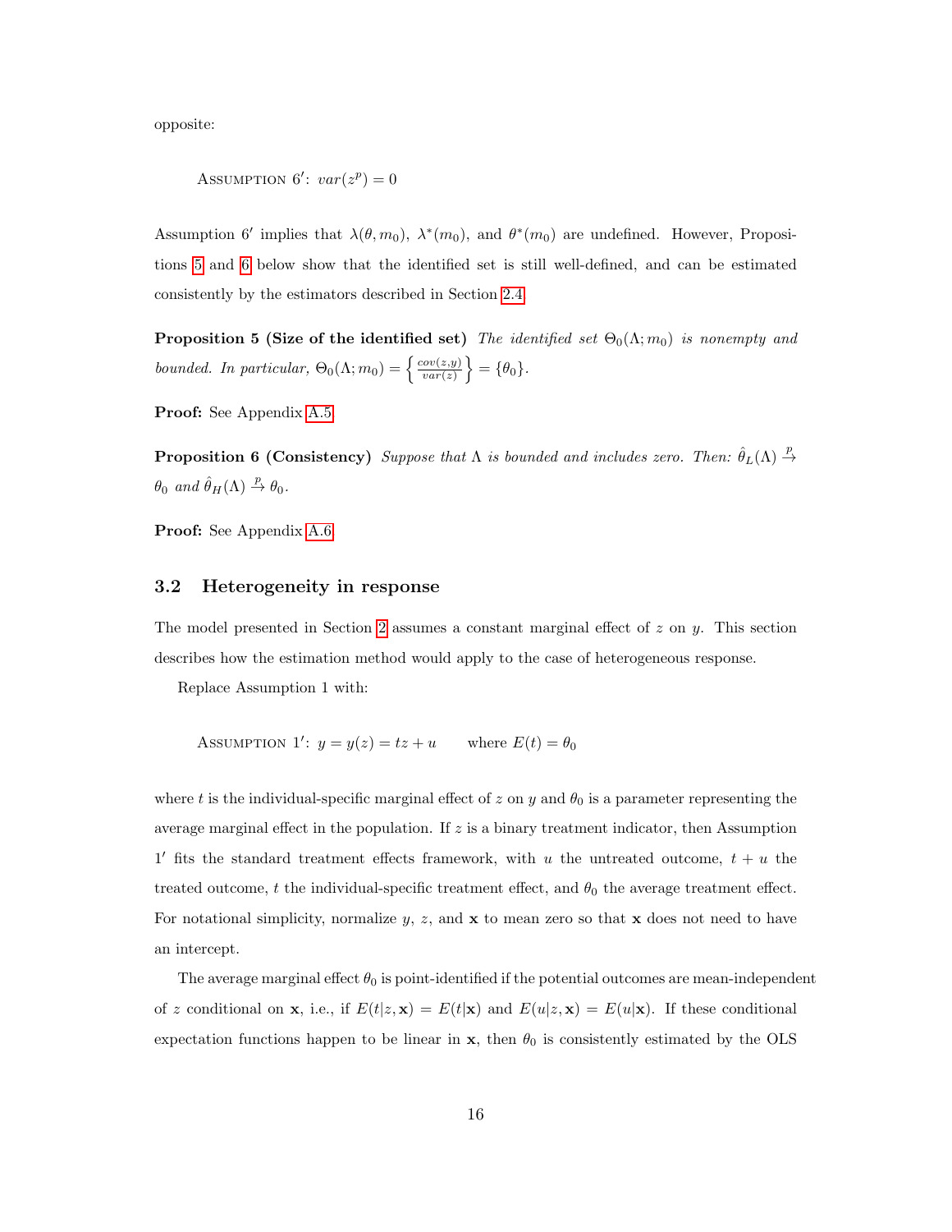opposite:

> ASSUMPTION 6′: $var(z^p) = 0$

Assumption 6′ implies that $\lambda(\theta, m_0)$, $\lambda^*(m_0)$, and $\theta^*(m_0)$ are undefined. However, Propositions 5 and 6 below show that the identified set is still well-defined, and can be estimated consistently by the estimators described in Section 2.4.

**Proposition 5 (Size of the identified set)** *The identified set* $\Theta_0(\Lambda; m_0)$ *is nonempty and bounded. In particular,* $\Theta_0(\Lambda; m_0) = \left\{ \frac{cov(z,y)}{var(z)} \right\} = \{\theta_0\}$.

**Proof:** See Appendix A.5.

**Proposition 6 (Consistency)** *Suppose that* $\Lambda$ *is bounded and includes zero. Then:* $\hat{\theta}_L(\Lambda) \xrightarrow{p} \theta_0$ *and* $\hat{\theta}_H(\Lambda) \xrightarrow{p} \theta_0$.

**Proof:** See Appendix A.6.

## 3.2 Heterogeneity in response

The model presented in Section 2 assumes a constant marginal effect of $z$ on $y$. This section describes how the estimation method would apply to the case of heterogeneous response.

Replace Assumption 1 with:

> ASSUMPTION 1′: $y = y(z) = tz + u \qquad \text{where } E(t) = \theta_0$

where $t$ is the individual-specific marginal effect of $z$ on $y$ and $\theta_0$ is a parameter representing the average marginal effect in the population. If $z$ is a binary treatment indicator, then Assumption 1′ fits the standard treatment effects framework, with $u$ the untreated outcome, $t + u$ the treated outcome, $t$ the individual-specific treatment effect, and $\theta_0$ the average treatment effect. For notational simplicity, normalize $y$, $z$, and $\mathbf{x}$ to mean zero so that $\mathbf{x}$ does not need to have an intercept.

The average marginal effect $\theta_0$ is point-identified if the potential outcomes are mean-independent of $z$ conditional on $\mathbf{x}$, i.e., if $E(t|z, \mathbf{x}) = E(t|\mathbf{x})$ and $E(u|z, \mathbf{x}) = E(u|\mathbf{x})$. If these conditional expectation functions happen to be linear in $\mathbf{x}$, then $\theta_0$ is consistently estimated by the OLS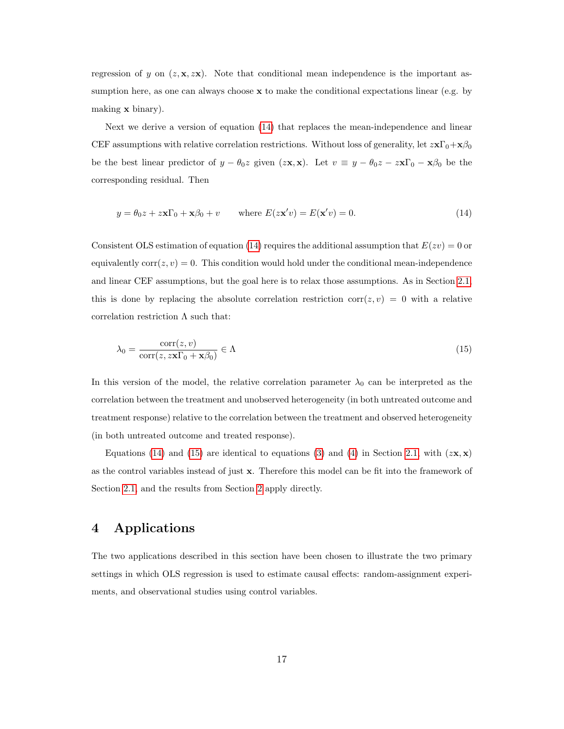regression of $y$ on $(z, \mathbf{x}, z\mathbf{x})$. Note that conditional mean independence is the important assumption here, as one can always choose $\mathbf{x}$ to make the conditional expectations linear (e.g. by making $\mathbf{x}$ binary).

Next we derive a version of equation (14) that replaces the mean-independence and linear CEF assumptions with relative correlation restrictions. Without loss of generality, let $z\mathbf{x}\Gamma_0 + \mathbf{x}\beta_0$ be the best linear predictor of $y - \theta_0 z$ given $(z\mathbf{x}, \mathbf{x})$. Let $v \equiv y - \theta_0 z - z\mathbf{x}\Gamma_0 - \mathbf{x}\beta_0$ be the corresponding residual. Then

$$y = \theta_0 z + z\mathbf{x}\Gamma_0 + \mathbf{x}\beta_0 + v \qquad \text{where } E(z\mathbf{x}'v) = E(\mathbf{x}'v) = 0. \tag{14}$$

Consistent OLS estimation of equation (14) requires the additional assumption that $E(zv) = 0$ or equivalently $\text{corr}(z, v) = 0$. This condition would hold under the conditional mean-independence and linear CEF assumptions, but the goal here is to relax those assumptions. As in Section 2.1, this is done by replacing the absolute correlation restriction $\text{corr}(z, v) = 0$ with a relative correlation restriction $\Lambda$ such that:

$$\lambda_0 = \frac{\text{corr}(z, v)}{\text{corr}(z, z\mathbf{x}\Gamma_0 + \mathbf{x}\beta_0)} \in \Lambda \tag{15}$$

In this version of the model, the relative correlation parameter $\lambda_0$ can be interpreted as the correlation between the treatment and unobserved heterogeneity (in both untreated outcome and treatment response) relative to the correlation between the treatment and observed heterogeneity (in both untreated outcome and treated response).

Equations (14) and (15) are identical to equations (3) and (4) in Section 2.1, with $(z\mathbf{x}, \mathbf{x})$ as the control variables instead of just $\mathbf{x}$. Therefore this model can be fit into the framework of Section 2.1, and the results from Section 2 apply directly.

# 4 Applications

The two applications described in this section have been chosen to illustrate the two primary settings in which OLS regression is used to estimate causal effects: random-assignment experiments, and observational studies using control variables.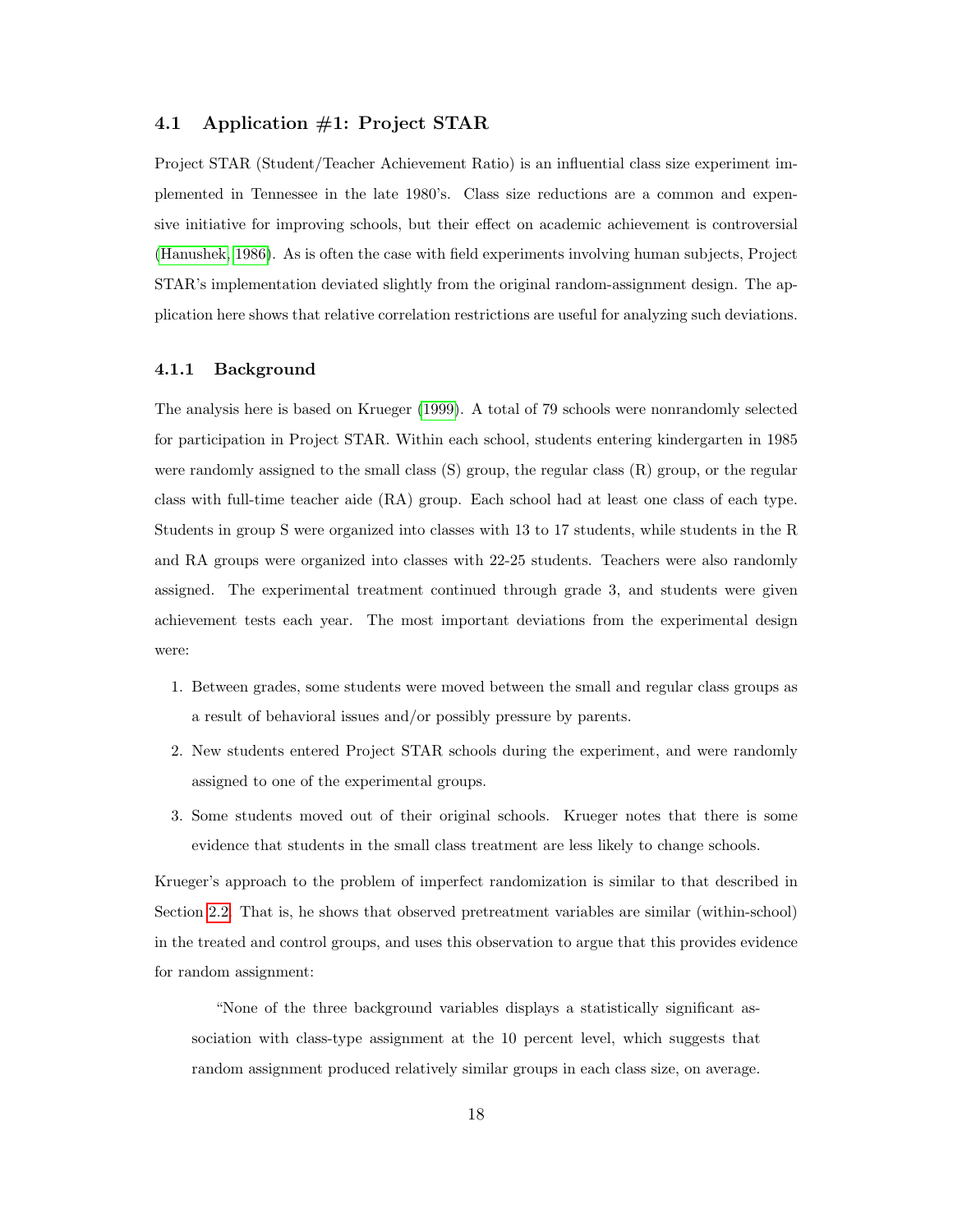### 4.1 Application #1: Project STAR

Project STAR (Student/Teacher Achievement Ratio) is an influential class size experiment implemented in Tennessee in the late 1980's. Class size reductions are a common and expensive initiative for improving schools, but their effect on academic achievement is controversial (Hanushek, 1986). As is often the case with field experiments involving human subjects, Project STAR's implementation deviated slightly from the original random-assignment design. The application here shows that relative correlation restrictions are useful for analyzing such deviations.

#### 4.1.1 Background

The analysis here is based on Krueger (1999). A total of 79 schools were nonrandomly selected for participation in Project STAR. Within each school, students entering kindergarten in 1985 were randomly assigned to the small class (S) group, the regular class (R) group, or the regular class with full-time teacher aide (RA) group. Each school had at least one class of each type. Students in group S were organized into classes with 13 to 17 students, while students in the R and RA groups were organized into classes with 22-25 students. Teachers were also randomly assigned. The experimental treatment continued through grade 3, and students were given achievement tests each year. The most important deviations from the experimental design were:

1. Between grades, some students were moved between the small and regular class groups as a result of behavioral issues and/or possibly pressure by parents.
2. New students entered Project STAR schools during the experiment, and were randomly assigned to one of the experimental groups.
3. Some students moved out of their original schools. Krueger notes that there is some evidence that students in the small class treatment are less likely to change schools.

Krueger's approach to the problem of imperfect randomization is similar to that described in Section 2.2. That is, he shows that observed pretreatment variables are similar (within-school) in the treated and control groups, and uses this observation to argue that this provides evidence for random assignment:

> "None of the three background variables displays a statistically significant association with class-type assignment at the 10 percent level, which suggests that random assignment produced relatively similar groups in each class size, on average.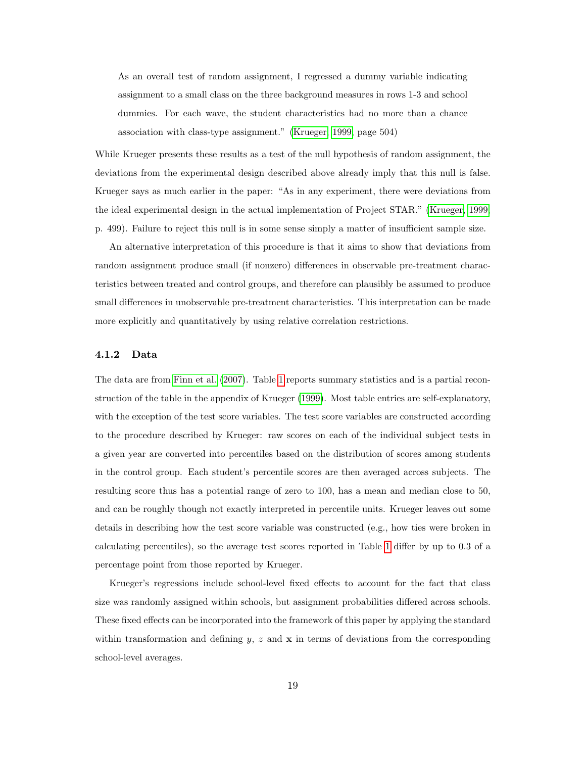> As an overall test of random assignment, I regressed a dummy variable indicating assignment to a small class on the three background measures in rows 1-3 and school dummies. For each wave, the student characteristics had no more than a chance association with class-type assignment." (Krueger, 1999, page 504)

While Krueger presents these results as a test of the null hypothesis of random assignment, the deviations from the experimental design described above already imply that this null is false. Krueger says as much earlier in the paper: "As in any experiment, there were deviations from the ideal experimental design in the actual implementation of Project STAR." (Krueger, 1999, p. 499). Failure to reject this null is in some sense simply a matter of insufficient sample size.

An alternative interpretation of this procedure is that it aims to show that deviations from random assignment produce small (if nonzero) differences in observable pre-treatment characteristics between treated and control groups, and therefore can plausibly be assumed to produce small differences in unobservable pre-treatment characteristics. This interpretation can be made more explicitly and quantitatively by using relative correlation restrictions.

### 4.1.2 Data

The data are from Finn et al. (2007). Table 1 reports summary statistics and is a partial reconstruction of the table in the appendix of Krueger (1999). Most table entries are self-explanatory, with the exception of the test score variables. The test score variables are constructed according to the procedure described by Krueger: raw scores on each of the individual subject tests in a given year are converted into percentiles based on the distribution of scores among students in the control group. Each student's percentile scores are then averaged across subjects. The resulting score thus has a potential range of zero to 100, has a mean and median close to 50, and can be roughly though not exactly interpreted in percentile units. Krueger leaves out some details in describing how the test score variable was constructed (e.g., how ties were broken in calculating percentiles), so the average test scores reported in Table 1 differ by up to 0.3 of a percentage point from those reported by Krueger.

Krueger's regressions include school-level fixed effects to account for the fact that class size was randomly assigned within schools, but assignment probabilities differed across schools. These fixed effects can be incorporated into the framework of this paper by applying the standard within transformation and defining $y$, $z$ and $\mathbf{x}$ in terms of deviations from the corresponding school-level averages.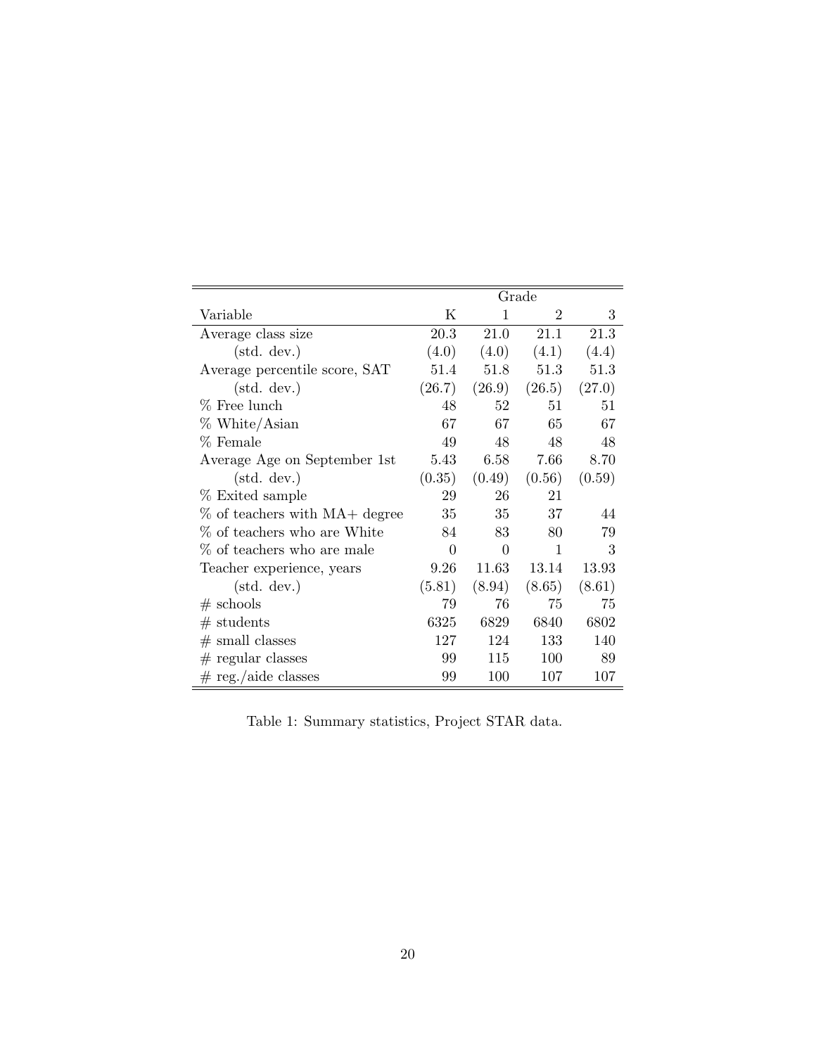| Variable | Grade K | 1 | 2 | 3 |
|---|---|---|---|---|
| Average class size | 20.3 | 21.0 | 21.1 | 21.3 |
| (std. dev.) | (4.0) | (4.0) | (4.1) | (4.4) |
| Average percentile score, SAT | 51.4 | 51.8 | 51.3 | 51.3 |
| (std. dev.) | (26.7) | (26.9) | (26.5) | (27.0) |
| % Free lunch | 48 | 52 | 51 | 51 |
| % White/Asian | 67 | 67 | 65 | 67 |
| % Female | 49 | 48 | 48 | 48 |
| Average Age on September 1st | 5.43 | 6.58 | 7.66 | 8.70 |
| (std. dev.) | (0.35) | (0.49) | (0.56) | (0.59) |
| % Exited sample | 29 | 26 | 21 | |
| % of teachers with MA+ degree | 35 | 35 | 37 | 44 |
| % of teachers who are White | 84 | 83 | 80 | 79 |
| % of teachers who are male | 0 | 0 | 1 | 3 |
| Teacher experience, years | 9.26 | 11.63 | 13.14 | 13.93 |
| (std. dev.) | (5.81) | (8.94) | (8.65) | (8.61) |
| # schools | 79 | 76 | 75 | 75 |
| # students | 6325 | 6829 | 6840 | 6802 |
| # small classes | 127 | 124 | 133 | 140 |
| # regular classes | 99 | 115 | 100 | 89 |
| # reg./aide classes | 99 | 100 | 107 | 107 |

Table 1: Summary statistics, Project STAR data.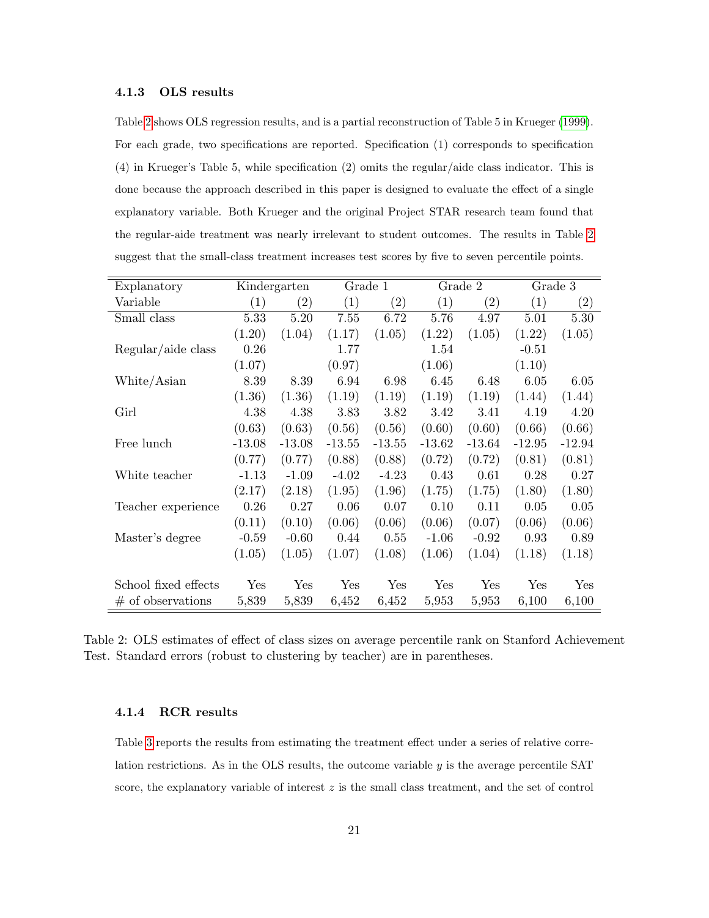#### 4.1.3 OLS results

Table 2 shows OLS regression results, and is a partial reconstruction of Table 5 in Krueger (1999). For each grade, two specifications are reported. Specification (1) corresponds to specification (4) in Krueger's Table 5, while specification (2) omits the regular/aide class indicator. This is done because the approach described in this paper is designed to evaluate the effect of a single explanatory variable. Both Krueger and the original Project STAR research team found that the regular-aide treatment was nearly irrelevant to student outcomes. The results in Table 2 suggest that the small-class treatment increases test scores by five to seven percentile points.

| Explanatory | Kindergarten | | Grade 1 | | Grade 2 | | Grade 3 | |
|---|---|---|---|---|---|---|---|---|
| Variable | (1) | (2) | (1) | (2) | (1) | (2) | (1) | (2) |
| Small class | 5.33 | 5.20 | 7.55 | 6.72 | 5.76 | 4.97 | 5.01 | 5.30 |
| | (1.20) | (1.04) | (1.17) | (1.05) | (1.22) | (1.05) | (1.22) | (1.05) |
| Regular/aide class | 0.26 | | 1.77 | | 1.54 | | -0.51 | |
| | (1.07) | | (0.97) | | (1.06) | | (1.10) | |
| White/Asian | 8.39 | 8.39 | 6.94 | 6.98 | 6.45 | 6.48 | 6.05 | 6.05 |
| | (1.36) | (1.36) | (1.19) | (1.19) | (1.19) | (1.19) | (1.44) | (1.44) |
| Girl | 4.38 | 4.38 | 3.83 | 3.82 | 3.42 | 3.41 | 4.19 | 4.20 |
| | (0.63) | (0.63) | (0.56) | (0.56) | (0.60) | (0.60) | (0.66) | (0.66) |
| Free lunch | -13.08 | -13.08 | -13.55 | -13.55 | -13.62 | -13.64 | -12.95 | -12.94 |
| | (0.77) | (0.77) | (0.88) | (0.88) | (0.72) | (0.72) | (0.81) | (0.81) |
| White teacher | -1.13 | -1.09 | -4.02 | -4.23 | 0.43 | 0.61 | 0.28 | 0.27 |
| | (2.17) | (2.18) | (1.95) | (1.96) | (1.75) | (1.75) | (1.80) | (1.80) |
| Teacher experience | 0.26 | 0.27 | 0.06 | 0.07 | 0.10 | 0.11 | 0.05 | 0.05 |
| | (0.11) | (0.10) | (0.06) | (0.06) | (0.06) | (0.07) | (0.06) | (0.06) |
| Master's degree | -0.59 | -0.60 | 0.44 | 0.55 | -1.06 | -0.92 | 0.93 | 0.89 |
| | (1.05) | (1.05) | (1.07) | (1.08) | (1.06) | (1.04) | (1.18) | (1.18) |
| School fixed effects | Yes | Yes | Yes | Yes | Yes | Yes | Yes | Yes |
| # of observations | 5,839 | 5,839 | 6,452 | 6,452 | 5,953 | 5,953 | 6,100 | 6,100 |

Table 2: OLS estimates of effect of class sizes on average percentile rank on Stanford Achievement Test. Standard errors (robust to clustering by teacher) are in parentheses.

#### 4.1.4 RCR results

Table 3 reports the results from estimating the treatment effect under a series of relative correlation restrictions. As in the OLS results, the outcome variable $y$ is the average percentile SAT score, the explanatory variable of interest $z$ is the small class treatment, and the set of control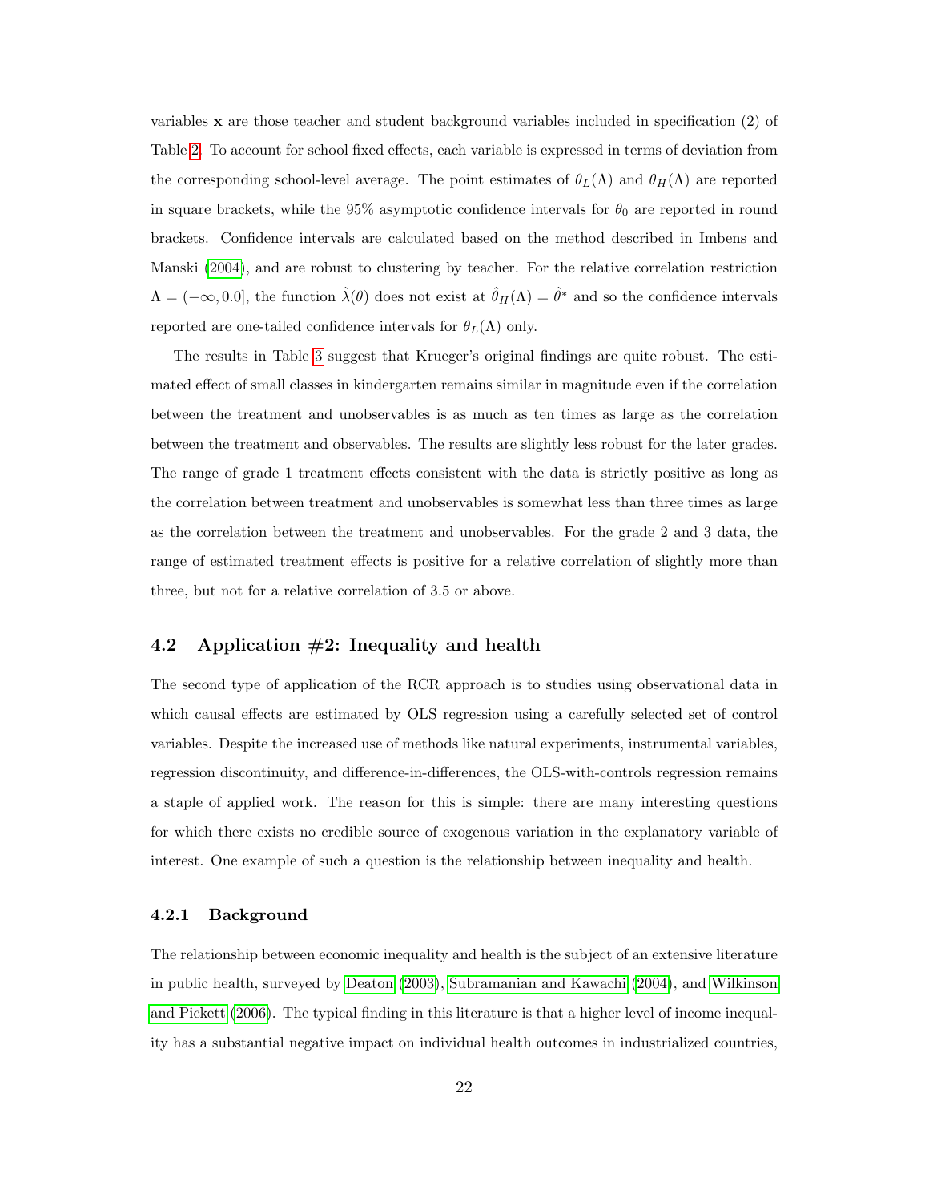variables $\mathbf{x}$ are those teacher and student background variables included in specification (2) of Table 2. To account for school fixed effects, each variable is expressed in terms of deviation from the corresponding school-level average. The point estimates of $\theta_L(\Lambda)$ and $\theta_H(\Lambda)$ are reported in square brackets, while the 95% asymptotic confidence intervals for $\theta_0$ are reported in round brackets. Confidence intervals are calculated based on the method described in Imbens and Manski (2004), and are robust to clustering by teacher. For the relative correlation restriction $\Lambda = (-\infty, 0.0]$, the function $\hat{\lambda}(\theta)$ does not exist at $\hat{\theta}_H(\Lambda) = \hat{\theta}^*$ and so the confidence intervals reported are one-tailed confidence intervals for $\theta_L(\Lambda)$ only.

The results in Table 3 suggest that Krueger's original findings are quite robust. The estimated effect of small classes in kindergarten remains similar in magnitude even if the correlation between the treatment and unobservables is as much as ten times as large as the correlation between the treatment and observables. The results are slightly less robust for the later grades. The range of grade 1 treatment effects consistent with the data is strictly positive as long as the correlation between treatment and unobservables is somewhat less than three times as large as the correlation between the treatment and unobservables. For the grade 2 and 3 data, the range of estimated treatment effects is positive for a relative correlation of slightly more than three, but not for a relative correlation of 3.5 or above.

### 4.2 Application #2: Inequality and health

The second type of application of the RCR approach is to studies using observational data in which causal effects are estimated by OLS regression using a carefully selected set of control variables. Despite the increased use of methods like natural experiments, instrumental variables, regression discontinuity, and difference-in-differences, the OLS-with-controls regression remains a staple of applied work. The reason for this is simple: there are many interesting questions for which there exists no credible source of exogenous variation in the explanatory variable of interest. One example of such a question is the relationship between inequality and health.

#### 4.2.1 Background

The relationship between economic inequality and health is the subject of an extensive literature in public health, surveyed by Deaton (2003), Subramanian and Kawachi (2004), and Wilkinson and Pickett (2006). The typical finding in this literature is that a higher level of income inequality has a substantial negative impact on individual health outcomes in industrialized countries,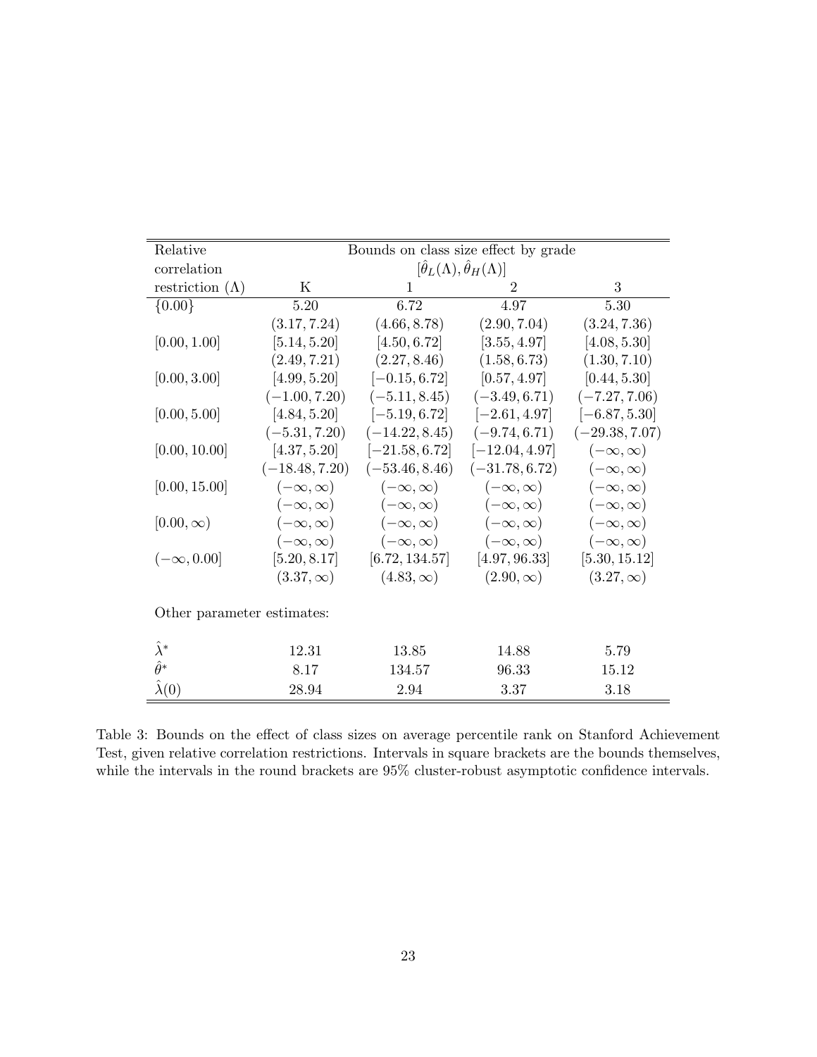| Relative correlation restriction ($\Lambda$) | Bounds on class size effect by grade $[\hat{\theta}_L(\Lambda), \hat{\theta}_H(\Lambda)]$ | | | |
|---|---|---|---|---|
| | K | 1 | 2 | 3 |
| $\{0.00\}$ | 5.20 | 6.72 | 4.97 | 5.30 |
| | $(3.17, 7.24)$ | $(4.66, 8.78)$ | $(2.90, 7.04)$ | $(3.24, 7.36)$ |
| $[0.00, 1.00]$ | $[5.14, 5.20]$ | $[4.50, 6.72]$ | $[3.55, 4.97]$ | $[4.08, 5.30]$ |
| | $(2.49, 7.21)$ | $(2.27, 8.46)$ | $(1.58, 6.73)$ | $(1.30, 7.10)$ |
| $[0.00, 3.00]$ | $[4.99, 5.20]$ | $[-0.15, 6.72]$ | $[0.57, 4.97]$ | $[0.44, 5.30]$ |
| | $(-1.00, 7.20)$ | $(-5.11, 8.45)$ | $(-3.49, 6.71)$ | $(-7.27, 7.06)$ |
| $[0.00, 5.00]$ | $[4.84, 5.20]$ | $[-5.19, 6.72]$ | $[-2.61, 4.97]$ | $[-6.87, 5.30]$ |
| | $(-5.31, 7.20)$ | $(-14.22, 8.45)$ | $(-9.74, 6.71)$ | $(-29.38, 7.07)$ |
| $[0.00, 10.00]$ | $[4.37, 5.20]$ | $[-21.58, 6.72]$ | $[-12.04, 4.97]$ | $(-\infty, \infty)$ |
| | $(-18.48, 7.20)$ | $(-53.46, 8.46)$ | $(-31.78, 6.72)$ | $(-\infty, \infty)$ |
| $[0.00, 15.00]$ | $(-\infty, \infty)$ | $(-\infty, \infty)$ | $(-\infty, \infty)$ | $(-\infty, \infty)$ |
| | $(-\infty, \infty)$ | $(-\infty, \infty)$ | $(-\infty, \infty)$ | $(-\infty, \infty)$ |
| $[0.00, \infty)$ | $(-\infty, \infty)$ | $(-\infty, \infty)$ | $(-\infty, \infty)$ | $(-\infty, \infty)$ |
| | $(-\infty, \infty)$ | $(-\infty, \infty)$ | $(-\infty, \infty)$ | $(-\infty, \infty)$ |
| $(-\infty, 0.00]$ | $[5.20, 8.17]$ | $[6.72, 134.57]$ | $[4.97, 96.33]$ | $[5.30, 15.12]$ |
| | $(3.37, \infty)$ | $(4.83, \infty)$ | $(2.90, \infty)$ | $(3.27, \infty)$ |
| Other parameter estimates: | | | | |
| $\hat{\lambda}^*$ | 12.31 | 13.85 | 14.88 | 5.79 |
| $\hat{\theta}^*$ | 8.17 | 134.57 | 96.33 | 15.12 |
| $\hat{\lambda}(0)$ | 28.94 | 2.94 | 3.37 | 3.18 |

Table 3: Bounds on the effect of class sizes on average percentile rank on Stanford Achievement Test, given relative correlation restrictions. Intervals in square brackets are the bounds themselves, while the intervals in the round brackets are 95% cluster-robust asymptotic confidence intervals.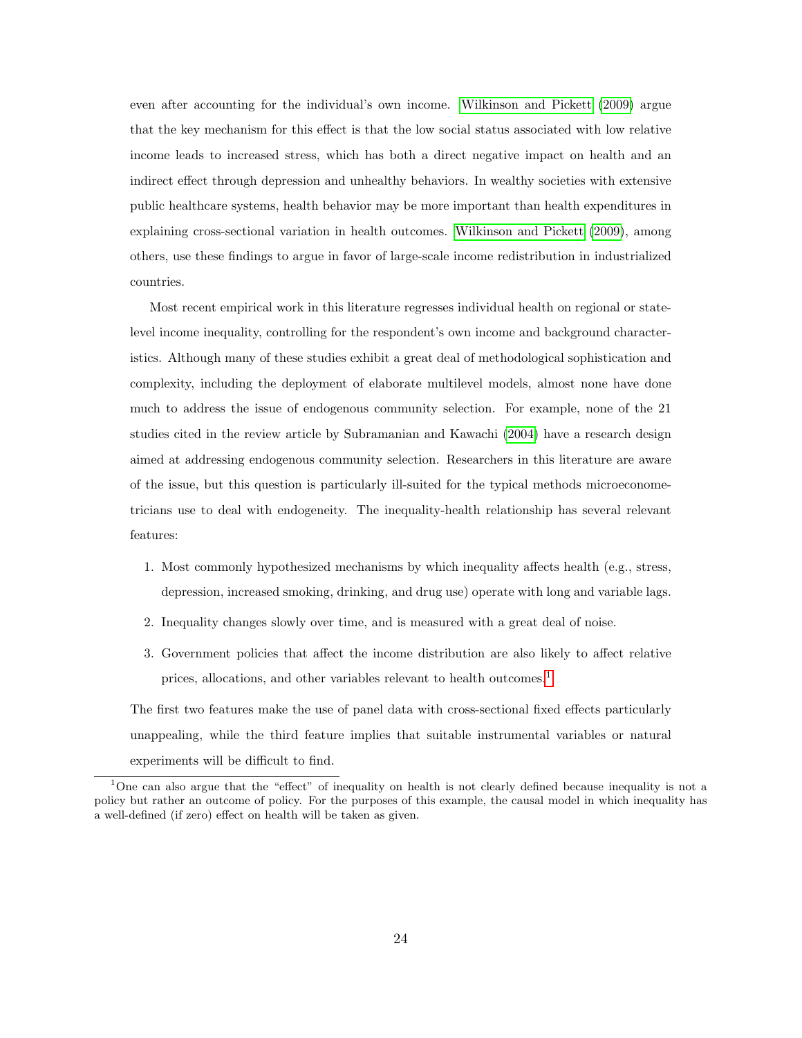even after accounting for the individual's own income. Wilkinson and Pickett (2009) argue that the key mechanism for this effect is that the low social status associated with low relative income leads to increased stress, which has both a direct negative impact on health and an indirect effect through depression and unhealthy behaviors. In wealthy societies with extensive public healthcare systems, health behavior may be more important than health expenditures in explaining cross-sectional variation in health outcomes. Wilkinson and Pickett (2009), among others, use these findings to argue in favor of large-scale income redistribution in industrialized countries.

Most recent empirical work in this literature regresses individual health on regional or state-level income inequality, controlling for the respondent's own income and background characteristics. Although many of these studies exhibit a great deal of methodological sophistication and complexity, including the deployment of elaborate multilevel models, almost none have done much to address the issue of endogenous community selection. For example, none of the 21 studies cited in the review article by Subramanian and Kawachi (2004) have a research design aimed at addressing endogenous community selection. Researchers in this literature are aware of the issue, but this question is particularly ill-suited for the typical methods microeconometricians use to deal with endogeneity. The inequality-health relationship has several relevant features:

1. Most commonly hypothesized mechanisms by which inequality affects health (e.g., stress, depression, increased smoking, drinking, and drug use) operate with long and variable lags.
2. Inequality changes slowly over time, and is measured with a great deal of noise.
3. Government policies that affect the income distribution are also likely to affect relative prices, allocations, and other variables relevant to health outcomes.[1]

The first two features make the use of panel data with cross-sectional fixed effects particularly unappealing, while the third feature implies that suitable instrumental variables or natural experiments will be difficult to find.

[1] One can also argue that the "effect" of inequality on health is not clearly defined because inequality is not a policy but rather an outcome of policy. For the purposes of this example, the causal model in which inequality has a well-defined (if zero) effect on health will be taken as given.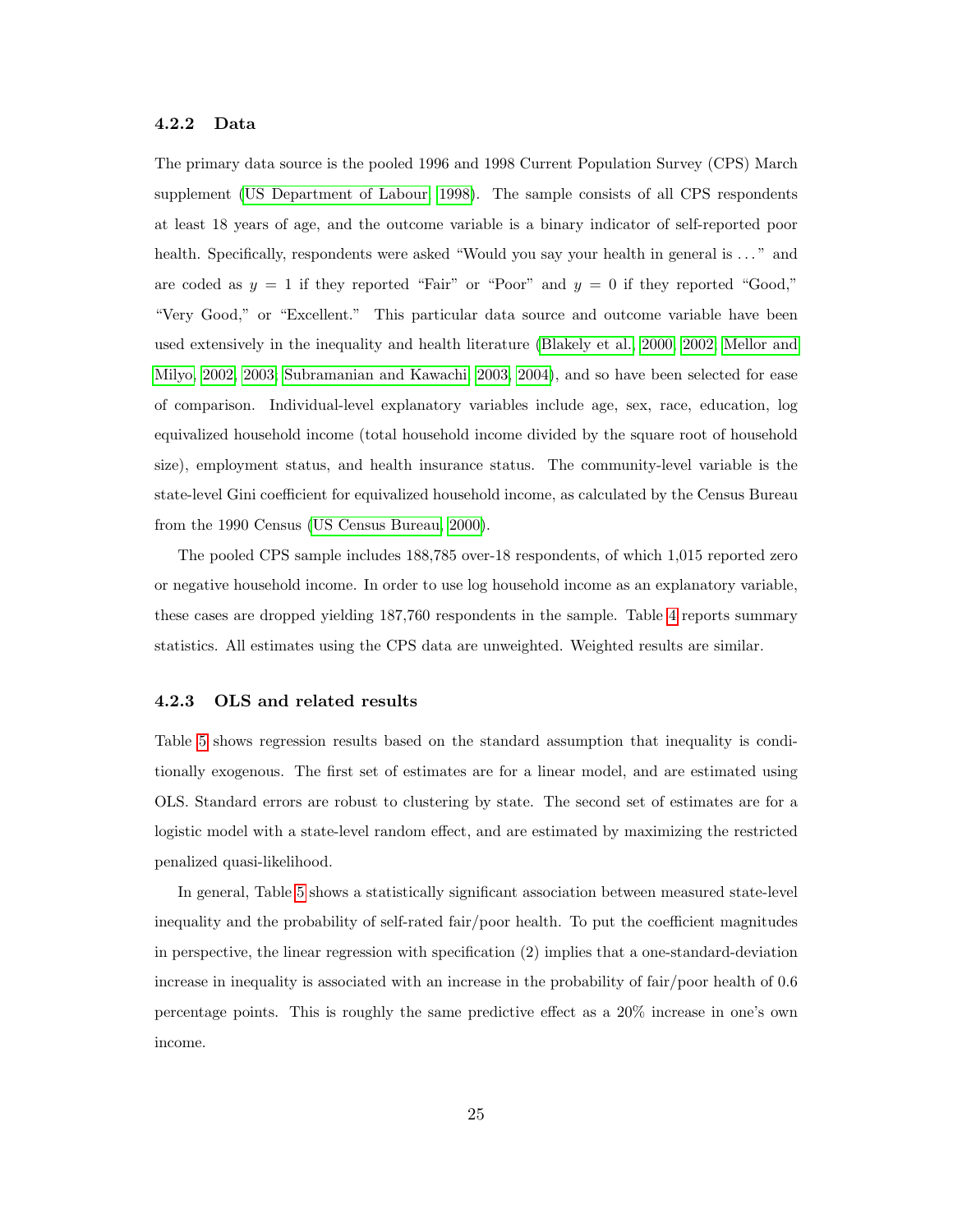#### 4.2.2 Data

The primary data source is the pooled 1996 and 1998 Current Population Survey (CPS) March supplement (US Department of Labour, 1998). The sample consists of all CPS respondents at least 18 years of age, and the outcome variable is a binary indicator of self-reported poor health. Specifically, respondents were asked "Would you say your health in general is ..." and are coded as $y = 1$ if they reported "Fair" or "Poor" and $y = 0$ if they reported "Good," "Very Good," or "Excellent." This particular data source and outcome variable have been used extensively in the inequality and health literature (Blakely et al., 2000, 2002; Mellor and Milyo, 2002, 2003; Subramanian and Kawachi, 2003, 2004), and so have been selected for ease of comparison. Individual-level explanatory variables include age, sex, race, education, log equivalized household income (total household income divided by the square root of household size), employment status, and health insurance status. The community-level variable is the state-level Gini coefficient for equivalized household income, as calculated by the Census Bureau from the 1990 Census (US Census Bureau, 2000).

The pooled CPS sample includes 188,785 over-18 respondents, of which 1,015 reported zero or negative household income. In order to use log household income as an explanatory variable, these cases are dropped yielding 187,760 respondents in the sample. Table 4 reports summary statistics. All estimates using the CPS data are unweighted. Weighted results are similar.

#### 4.2.3 OLS and related results

Table 5 shows regression results based on the standard assumption that inequality is conditionally exogenous. The first set of estimates are for a linear model, and are estimated using OLS. Standard errors are robust to clustering by state. The second set of estimates are for a logistic model with a state-level random effect, and are estimated by maximizing the restricted penalized quasi-likelihood.

In general, Table 5 shows a statistically significant association between measured state-level inequality and the probability of self-rated fair/poor health. To put the coefficient magnitudes in perspective, the linear regression with specification (2) implies that a one-standard-deviation increase in inequality is associated with an increase in the probability of fair/poor health of 0.6 percentage points. This is roughly the same predictive effect as a 20% increase in one's own income.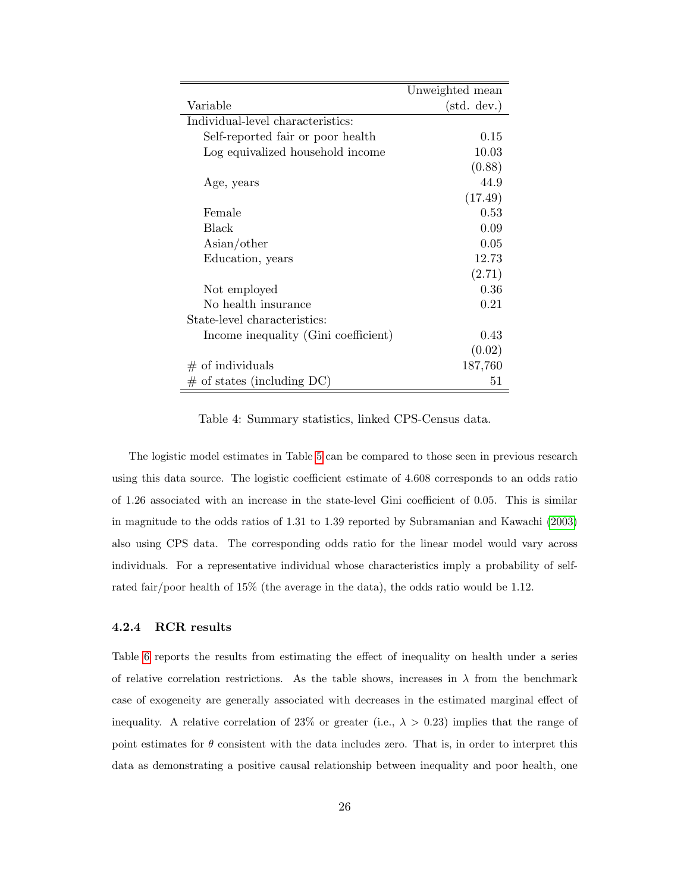| Variable | Unweighted mean (std. dev.) |
|---|---|
| Individual-level characteristics: | |
| Self-reported fair or poor health | 0.15 |
| Log equivalized household income | 10.03 |
| | (0.88) |
| Age, years | 44.9 |
| | (17.49) |
| Female | 0.53 |
| Black | 0.09 |
| Asian/other | 0.05 |
| Education, years | 12.73 |
| | (2.71) |
| Not employed | 0.36 |
| No health insurance | 0.21 |
| State-level characteristics: | |
| Income inequality (Gini coefficient) | 0.43 |
| | (0.02) |
| # of individuals | 187,760 |
| # of states (including DC) | 51 |

Table 4: Summary statistics, linked CPS-Census data.

The logistic model estimates in Table 5 can be compared to those seen in previous research using this data source. The logistic coefficient estimate of 4.608 corresponds to an odds ratio of 1.26 associated with an increase in the state-level Gini coefficient of 0.05. This is similar in magnitude to the odds ratios of 1.31 to 1.39 reported by Subramanian and Kawachi (2003) also using CPS data. The corresponding odds ratio for the linear model would vary across individuals. For a representative individual whose characteristics imply a probability of self-rated fair/poor health of 15% (the average in the data), the odds ratio would be 1.12.

### 4.2.4 RCR results

Table 6 reports the results from estimating the effect of inequality on health under a series of relative correlation restrictions. As the table shows, increases in $\lambda$ from the benchmark case of exogeneity are generally associated with decreases in the estimated marginal effect of inequality. A relative correlation of 23% or greater (i.e., $\lambda > 0.23$) implies that the range of point estimates for $\theta$ consistent with the data includes zero. That is, in order to interpret this data as demonstrating a positive causal relationship between inequality and poor health, one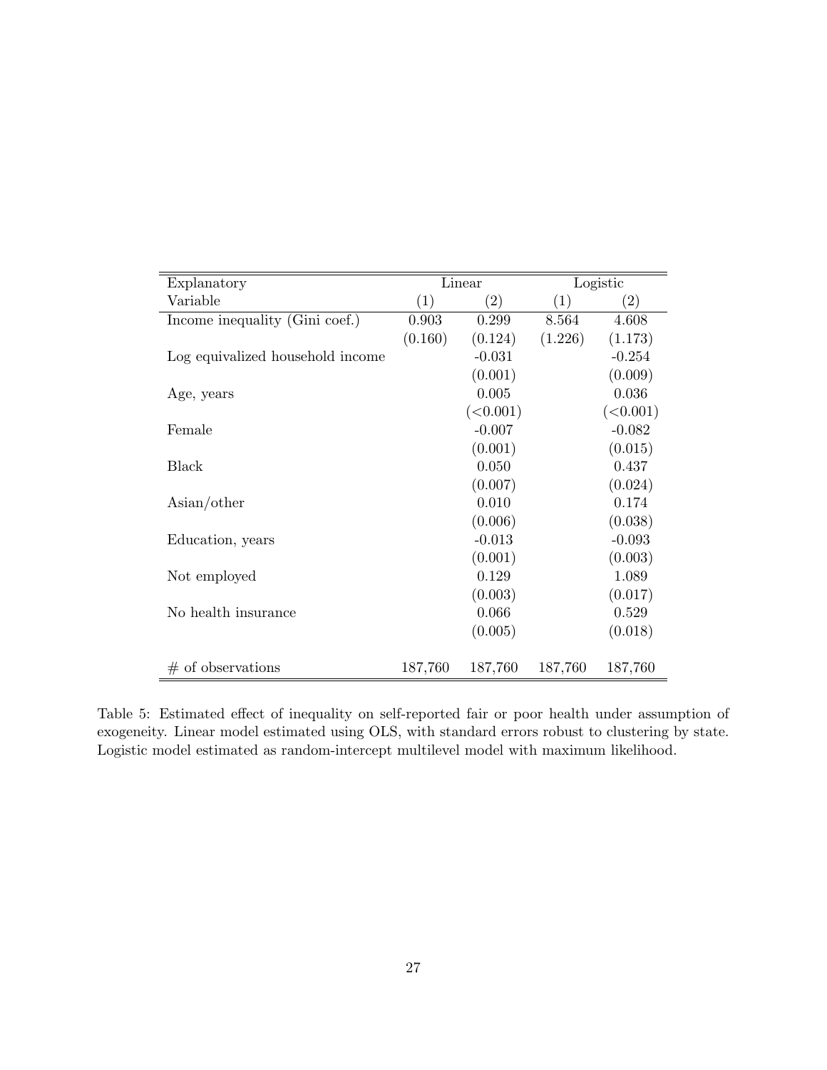| Explanatory Variable | Linear (1) | Linear (2) | Logistic (1) | Logistic (2) |
|---|---|---|---|---|
| Income inequality (Gini coef.) | 0.903 | 0.299 | 8.564 | 4.608 |
| | (0.160) | (0.124) | (1.226) | (1.173) |
| Log equivalized household income | | -0.031 | | -0.254 |
| | | (0.001) | | (0.009) |
| Age, years | | 0.005 | | 0.036 |
| | | (<0.001) | | (<0.001) |
| Female | | -0.007 | | -0.082 |
| | | (0.001) | | (0.015) |
| Black | | 0.050 | | 0.437 |
| | | (0.007) | | (0.024) |
| Asian/other | | 0.010 | | 0.174 |
| | | (0.006) | | (0.038) |
| Education, years | | -0.013 | | -0.093 |
| | | (0.001) | | (0.003) |
| Not employed | | 0.129 | | 1.089 |
| | | (0.003) | | (0.017) |
| No health insurance | | 0.066 | | 0.529 |
| | | (0.005) | | (0.018) |
| # of observations | 187,760 | 187,760 | 187,760 | 187,760 |

Table 5: Estimated effect of inequality on self-reported fair or poor health under assumption of exogeneity. Linear model estimated using OLS, with standard errors robust to clustering by state. Logistic model estimated as random-intercept multilevel model with maximum likelihood.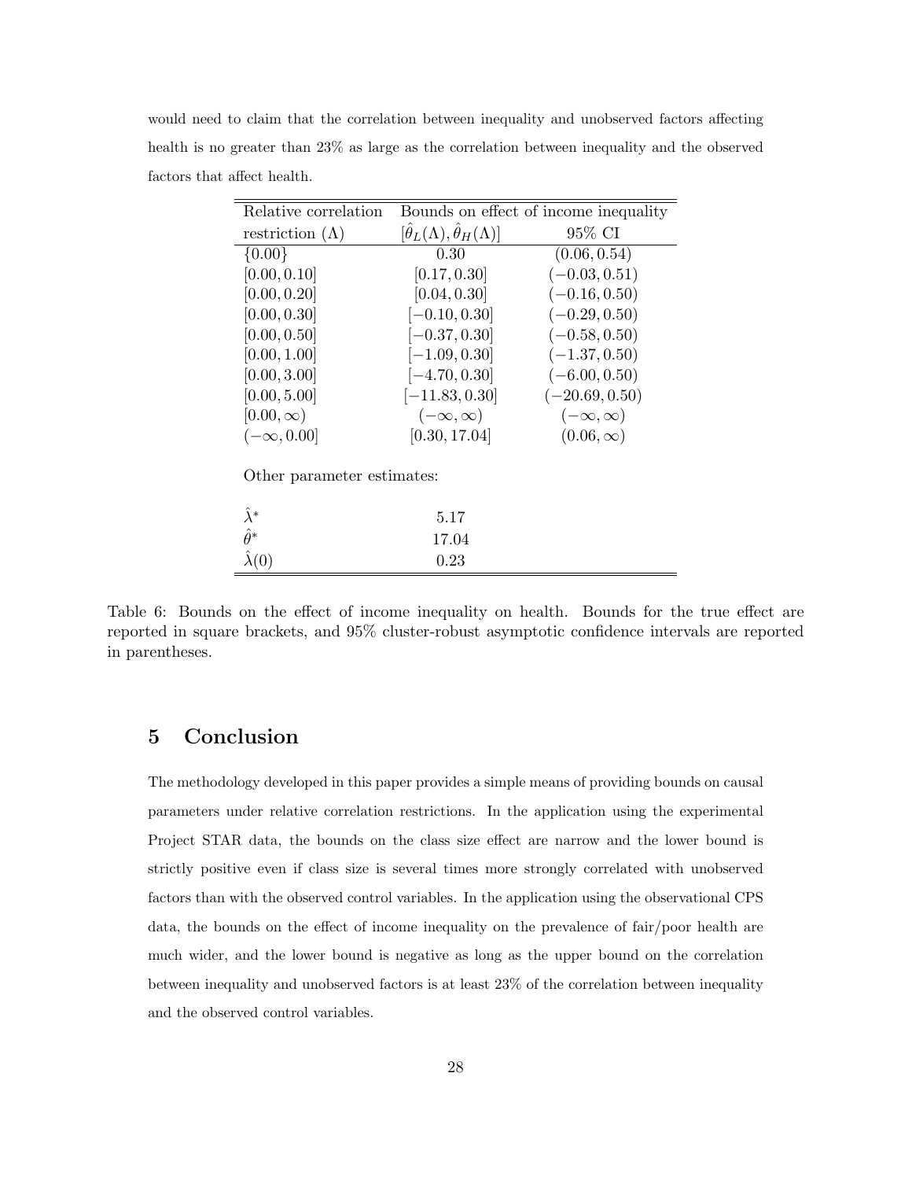would need to claim that the correlation between inequality and unobserved factors affecting health is no greater than 23% as large as the correlation between inequality and the observed factors that affect health.

| Relative correlation | Bounds on effect of income inequality | |
|---|---|---|
| restriction ($\Lambda$) | $[\hat{\theta}_L(\Lambda), \hat{\theta}_H(\Lambda)]$ | 95% CI |
| $\{0.00\}$ | 0.30 | $(0.06, 0.54)$ |
| $[0.00, 0.10]$ | $[0.17, 0.30]$ | $(-0.03, 0.51)$ |
| $[0.00, 0.20]$ | $[0.04, 0.30]$ | $(-0.16, 0.50)$ |
| $[0.00, 0.30]$ | $[-0.10, 0.30]$ | $(-0.29, 0.50)$ |
| $[0.00, 0.50]$ | $[-0.37, 0.30]$ | $(-0.58, 0.50)$ |
| $[0.00, 1.00]$ | $[-1.09, 0.30]$ | $(-1.37, 0.50)$ |
| $[0.00, 3.00]$ | $[-4.70, 0.30]$ | $(-6.00, 0.50)$ |
| $[0.00, 5.00]$ | $[-11.83, 0.30]$ | $(-20.69, 0.50)$ |
| $[0.00, \infty)$ | $(-\infty, \infty)$ | $(-\infty, \infty)$ |
| $(-\infty, 0.00]$ | $[0.30, 17.04]$ | $(0.06, \infty)$ |
| Other parameter estimates: | | |
| $\hat{\lambda}^*$ | 5.17 | |
| $\hat{\theta}^*$ | 17.04 | |
| $\hat{\lambda}(0)$ | 0.23 | |

Table 6: Bounds on the effect of income inequality on health. Bounds for the true effect are reported in square brackets, and 95% cluster-robust asymptotic confidence intervals are reported in parentheses.

## 5 Conclusion

The methodology developed in this paper provides a simple means of providing bounds on causal parameters under relative correlation restrictions. In the application using the experimental Project STAR data, the bounds on the class size effect are narrow and the lower bound is strictly positive even if class size is several times more strongly correlated with unobserved factors than with the observed control variables. In the application using the observational CPS data, the bounds on the effect of income inequality on the prevalence of fair/poor health are much wider, and the lower bound is negative as long as the upper bound on the correlation between inequality and unobserved factors is at least 23% of the correlation between inequality and the observed control variables.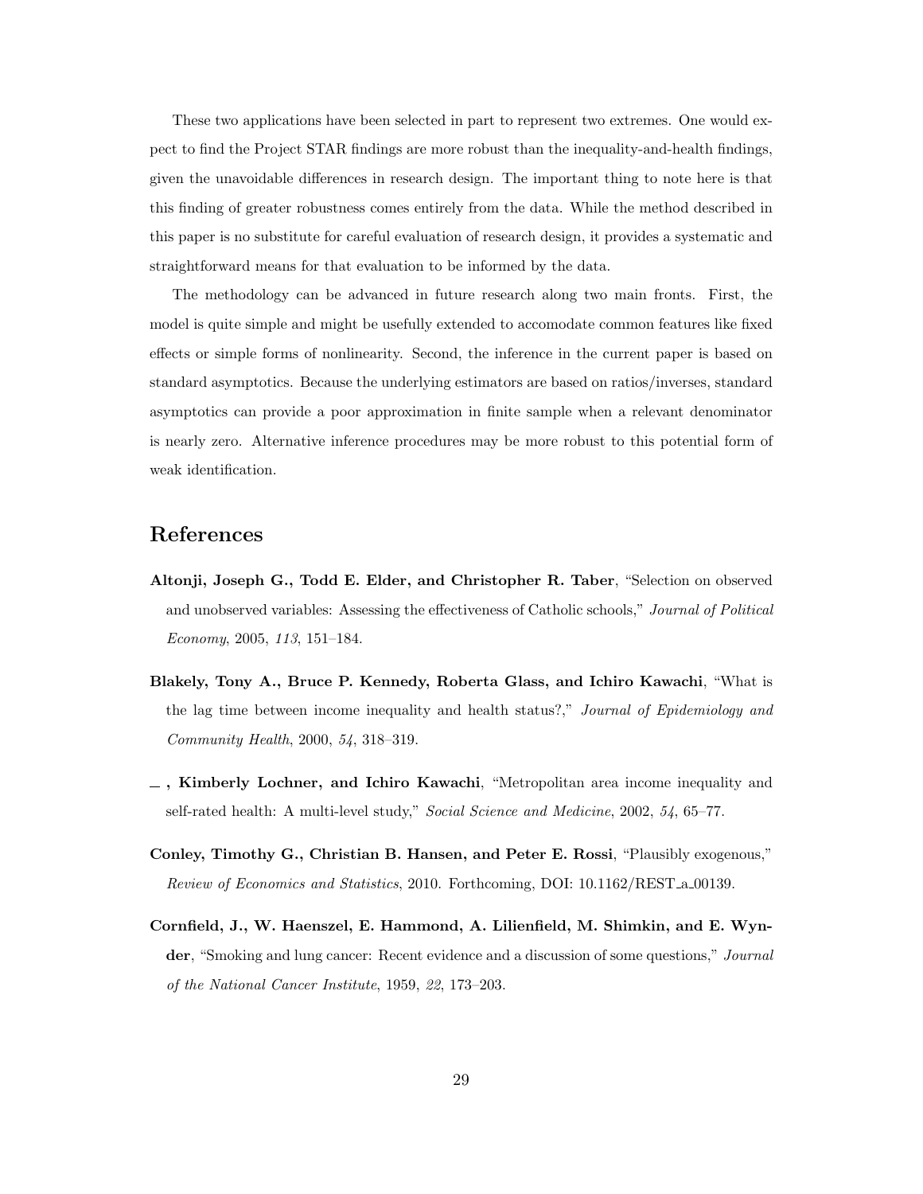These two applications have been selected in part to represent two extremes. One would expect to find the Project STAR findings are more robust than the inequality-and-health findings, given the unavoidable differences in research design. The important thing to note here is that this finding of greater robustness comes entirely from the data. While the method described in this paper is no substitute for careful evaluation of research design, it provides a systematic and straightforward means for that evaluation to be informed by the data.

The methodology can be advanced in future research along two main fronts. First, the model is quite simple and might be usefully extended to accomodate common features like fixed effects or simple forms of nonlinearity. Second, the inference in the current paper is based on standard asymptotics. Because the underlying estimators are based on ratios/inverses, standard asymptotics can provide a poor approximation in finite sample when a relevant denominator is nearly zero. Alternative inference procedures may be more robust to this potential form of weak identification.

# References

**Altonji, Joseph G., Todd E. Elder, and Christopher R. Taber**, "Selection on observed and unobserved variables: Assessing the effectiveness of Catholic schools," *Journal of Political Economy*, 2005, *113*, 151–184.

**Blakely, Tony A., Bruce P. Kennedy, Roberta Glass, and Ichiro Kawachi**, "What is the lag time between income inequality and health status?," *Journal of Epidemiology and Community Health*, 2000, *54*, 318–319.

**\_, Kimberly Lochner, and Ichiro Kawachi**, "Metropolitan area income inequality and self-rated health: A multi-level study," *Social Science and Medicine*, 2002, *54*, 65–77.

**Conley, Timothy G., Christian B. Hansen, and Peter E. Rossi**, "Plausibly exogenous," *Review of Economics and Statistics*, 2010. Forthcoming, DOI: 10.1162/REST_a_00139.

**Cornfield, J., W. Haenszel, E. Hammond, A. Lilienfield, M. Shimkin, and E. Wynder**, "Smoking and lung cancer: Recent evidence and a discussion of some questions," *Journal of the National Cancer Institute*, 1959, *22*, 173–203.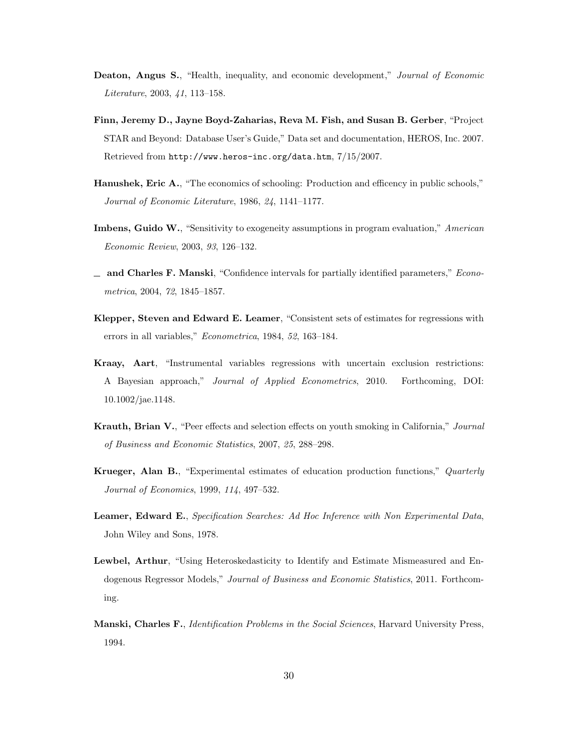**Deaton, Angus S.**, "Health, inequality, and economic development," *Journal of Economic Literature*, 2003, *41*, 113–158.

**Finn, Jeremy D., Jayne Boyd-Zaharias, Reva M. Fish, and Susan B. Gerber**, "Project STAR and Beyond: Database User's Guide," Data set and documentation, HEROS, Inc. 2007. Retrieved from `http://www.heros-inc.org/data.htm`, 7/15/2007.

**Hanushek, Eric A.**, "The economics of schooling: Production and efficency in public schools," *Journal of Economic Literature*, 1986, *24*, 1141–1177.

**Imbens, Guido W.**, "Sensitivity to exogeneity assumptions in program evaluation," *American Economic Review*, 2003, *93*, 126–132.

__ **and Charles F. Manski**, "Confidence intervals for partially identified parameters," *Econometrica*, 2004, *72*, 1845–1857.

**Klepper, Steven and Edward E. Leamer**, "Consistent sets of estimates for regressions with errors in all variables," *Econometrica*, 1984, *52*, 163–184.

**Kraay, Aart**, "Instrumental variables regressions with uncertain exclusion restrictions: A Bayesian approach," *Journal of Applied Econometrics*, 2010. Forthcoming, DOI: 10.1002/jae.1148.

**Krauth, Brian V.**, "Peer effects and selection effects on youth smoking in California," *Journal of Business and Economic Statistics*, 2007, *25*, 288–298.

**Krueger, Alan B.**, "Experimental estimates of education production functions," *Quarterly Journal of Economics*, 1999, *114*, 497–532.

**Leamer, Edward E.**, *Specification Searches: Ad Hoc Inference with Non Experimental Data*, John Wiley and Sons, 1978.

**Lewbel, Arthur**, "Using Heteroskedasticity to Identify and Estimate Mismeasured and Endogenous Regressor Models," *Journal of Business and Economic Statistics*, 2011. Forthcoming.

**Manski, Charles F.**, *Identification Problems in the Social Sciences*, Harvard University Press, 1994.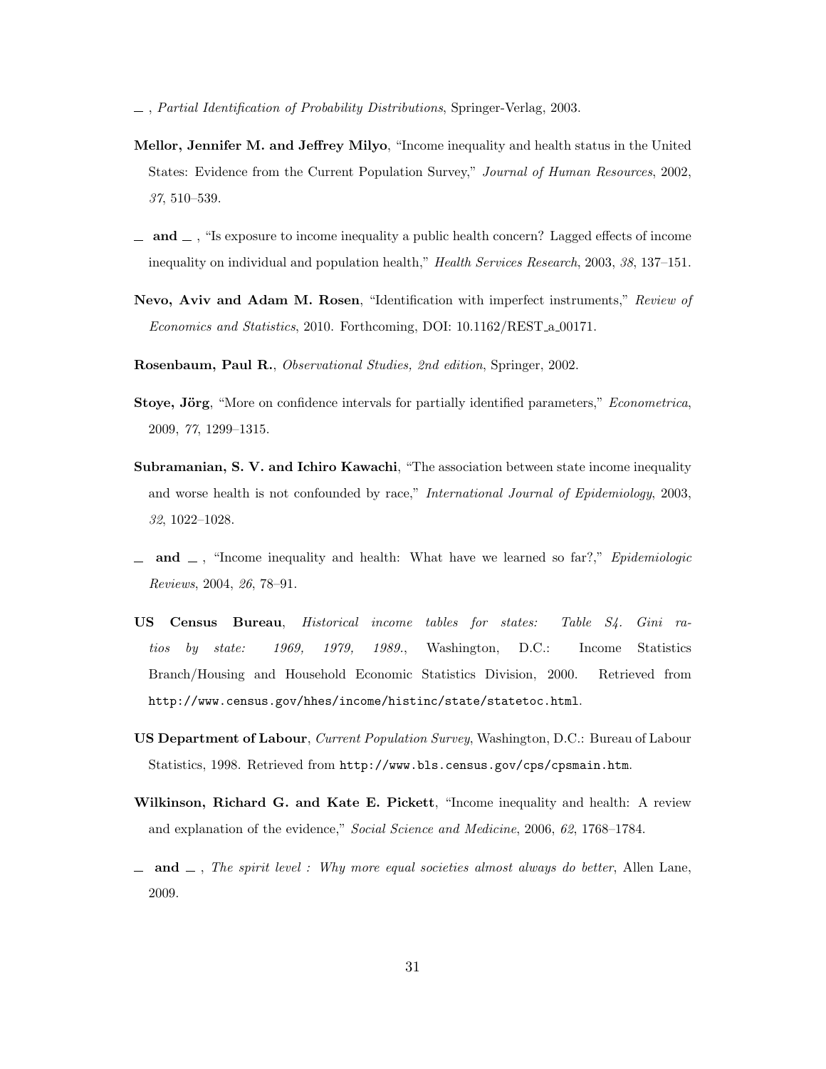— , *Partial Identification of Probability Distributions*, Springer-Verlag, 2003.

**Mellor, Jennifer M. and Jeffrey Milyo**, "Income inequality and health status in the United States: Evidence from the Current Population Survey," *Journal of Human Resources*, 2002, *37*, 510–539.

— **and** — , "Is exposure to income inequality a public health concern? Lagged effects of income inequality on individual and population health," *Health Services Research*, 2003, *38*, 137–151.

**Nevo, Aviv and Adam M. Rosen**, "Identification with imperfect instruments," *Review of Economics and Statistics*, 2010. Forthcoming, DOI: 10.1162/REST_a_00171.

**Rosenbaum, Paul R.**, *Observational Studies, 2nd edition*, Springer, 2002.

**Stoye, Jörg**, "More on confidence intervals for partially identified parameters," *Econometrica*, 2009, *77*, 1299–1315.

**Subramanian, S. V. and Ichiro Kawachi**, "The association between state income inequality and worse health is not confounded by race," *International Journal of Epidemiology*, 2003, *32*, 1022–1028.

— **and** — , "Income inequality and health: What have we learned so far?," *Epidemiologic Reviews*, 2004, *26*, 78–91.

**US Census Bureau**, *Historical income tables for states: Table S4. Gini ratios by state: 1969, 1979, 1989.*, Washington, D.C.: Income Statistics Branch/Housing and Household Economic Statistics Division, 2000. Retrieved from `http://www.census.gov/hhes/income/histinc/state/statetoc.html`.

**US Department of Labour**, *Current Population Survey*, Washington, D.C.: Bureau of Labour Statistics, 1998. Retrieved from `http://www.bls.census.gov/cps/cpsmain.htm`.

**Wilkinson, Richard G. and Kate E. Pickett**, "Income inequality and health: A review and explanation of the evidence," *Social Science and Medicine*, 2006, *62*, 1768–1784.

— **and** — , *The spirit level : Why more equal societies almost always do better*, Allen Lane, 2009.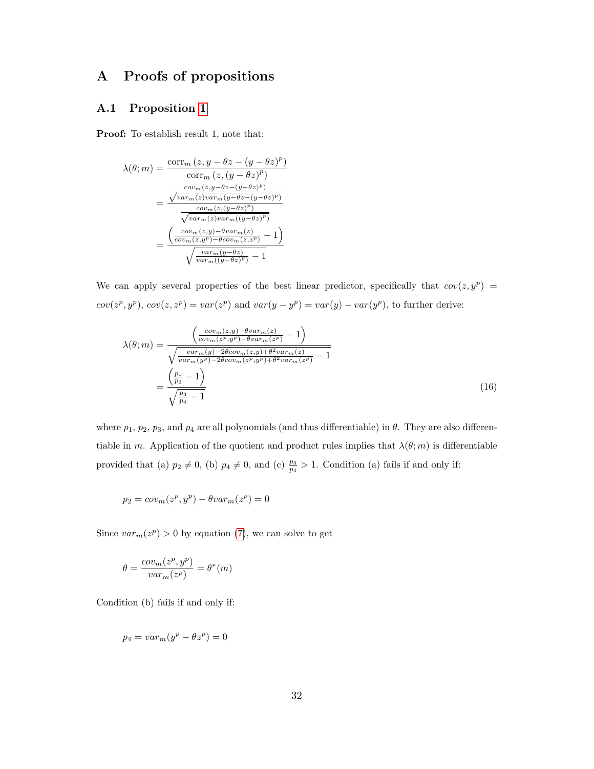# A Proofs of propositions

## A.1 Proposition 1

**Proof:** To establish result 1, note that:

$$
\begin{aligned}
\lambda(\theta; m) &= \frac{\operatorname{corr}_m\left(z, y - \theta z - (y - \theta z)^p\right)}{\operatorname{corr}_m\left(z, (y - \theta z)^p\right)} \\
&= \frac{\frac{cov_m(z, y - \theta z - (y - \theta z)^p)}{\sqrt{var_m(z) var_m(y - \theta z - (y - \theta z)^p)}}}{\frac{cov_m(z, (y - \theta z)^p)}{\sqrt{var_m(z) var_m((y - \theta z)^p)}}} \\
&= \frac{\left(\frac{cov_m(z, y) - \theta var_m(z)}{cov_m(z, y^p) - \theta cov_m(z, z^p)} - 1\right)}{\sqrt{\frac{var_m(y - \theta z)}{var_m((y - \theta z)^p)} - 1}}
\end{aligned}
$$

We can apply several properties of the best linear predictor, specifically that $cov(z, y^p) = cov(z^p, y^p)$, $cov(z, z^p) = var(z^p)$ and $var(y - y^p) = var(y) - var(y^p)$, to further derive:

$$
\begin{aligned}
\lambda(\theta; m) &= \frac{\left(\frac{cov_m(z, y) - \theta var_m(z)}{cov_m(z^p, y^p) - \theta var_m(z^p)} - 1\right)}{\sqrt{\frac{var_m(y) - 2\theta cov_m(z, y) + \theta^2 var_m(z)}{var_m(y^p) - 2\theta cov_m(z^p, y^p) + \theta^2 var_m(z^p)} - 1}} \\
&= \frac{\left(\frac{p_1}{p_2} - 1\right)}{\sqrt{\frac{p_3}{p_4} - 1}} 
\end{aligned} \tag{16}
$$

where $p_1$, $p_2$, $p_3$, and $p_4$ are all polynomials (and thus differentiable) in $\theta$. They are also differentiable in $m$. Application of the quotient and product rules implies that $\lambda(\theta; m)$ is differentiable provided that (a) $p_2 \neq 0$, (b) $p_4 \neq 0$, and (c) $\frac{p_3}{p_4} > 1$. Condition (a) fails if and only if:

$$
p_2 = cov_m(z^p, y^p) - \theta var_m(z^p) = 0
$$

Since $var_m(z^p) > 0$ by equation (7), we can solve to get

$$
\theta = \frac{cov_m(z^p, y^p)}{var_m(z^p)} = \theta^*(m)
$$

Condition (b) fails if and only if:

$$
p_4 = var_m(y^p - \theta z^p) = 0
$$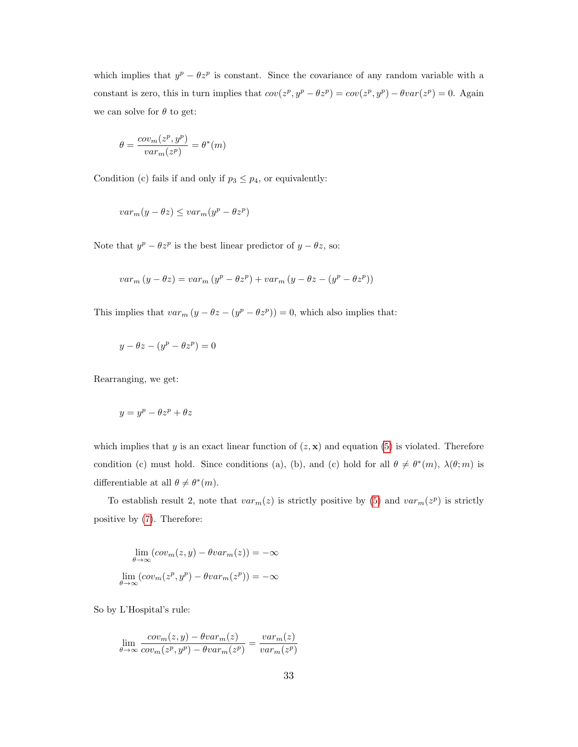which implies that $y^p - \theta z^p$ is constant. Since the covariance of any random variable with a constant is zero, this in turn implies that $cov(z^p, y^p - \theta z^p) = cov(z^p, y^p) - \theta var(z^p) = 0$. Again we can solve for $\theta$ to get:

$$\theta = \frac{cov_m(z^p, y^p)}{var_m(z^p)} = \theta^*(m)$$

Condition (c) fails if and only if $p_3 \leq p_4$, or equivalently:

$$var_m(y - \theta z) \leq var_m(y^p - \theta z^p)$$

Note that $y^p - \theta z^p$ is the best linear predictor of $y - \theta z$, so:

$$var_m(y - \theta z) = var_m(y^p - \theta z^p) + var_m(y - \theta z - (y^p - \theta z^p))$$

This implies that $var_m(y - \theta z - (y^p - \theta z^p)) = 0$, which also implies that:

$$y - \theta z - (y^p - \theta z^p) = 0$$

Rearranging, we get:

$$y = y^p - \theta z^p + \theta z$$

which implies that $y$ is an exact linear function of $(z, \mathbf{x})$ and equation (5) is violated. Therefore condition (c) must hold. Since conditions (a), (b), and (c) hold for all $\theta \neq \theta^*(m)$, $\lambda(\theta; m)$ is differentiable at all $\theta \neq \theta^*(m)$.

To establish result 2, note that $var_m(z)$ is strictly positive by (5) and $var_m(z^p)$ is strictly positive by (7). Therefore:

$$\lim_{\theta \to \infty} (cov_m(z, y) - \theta var_m(z)) = -\infty$$

$$\lim_{\theta \to \infty} (cov_m(z^p, y^p) - \theta var_m(z^p)) = -\infty$$

So by L'Hospital's rule:

$$\lim_{\theta \to \infty} \frac{cov_m(z, y) - \theta var_m(z)}{cov_m(z^p, y^p) - \theta var_m(z^p)} = \frac{var_m(z)}{var_m(z^p)}$$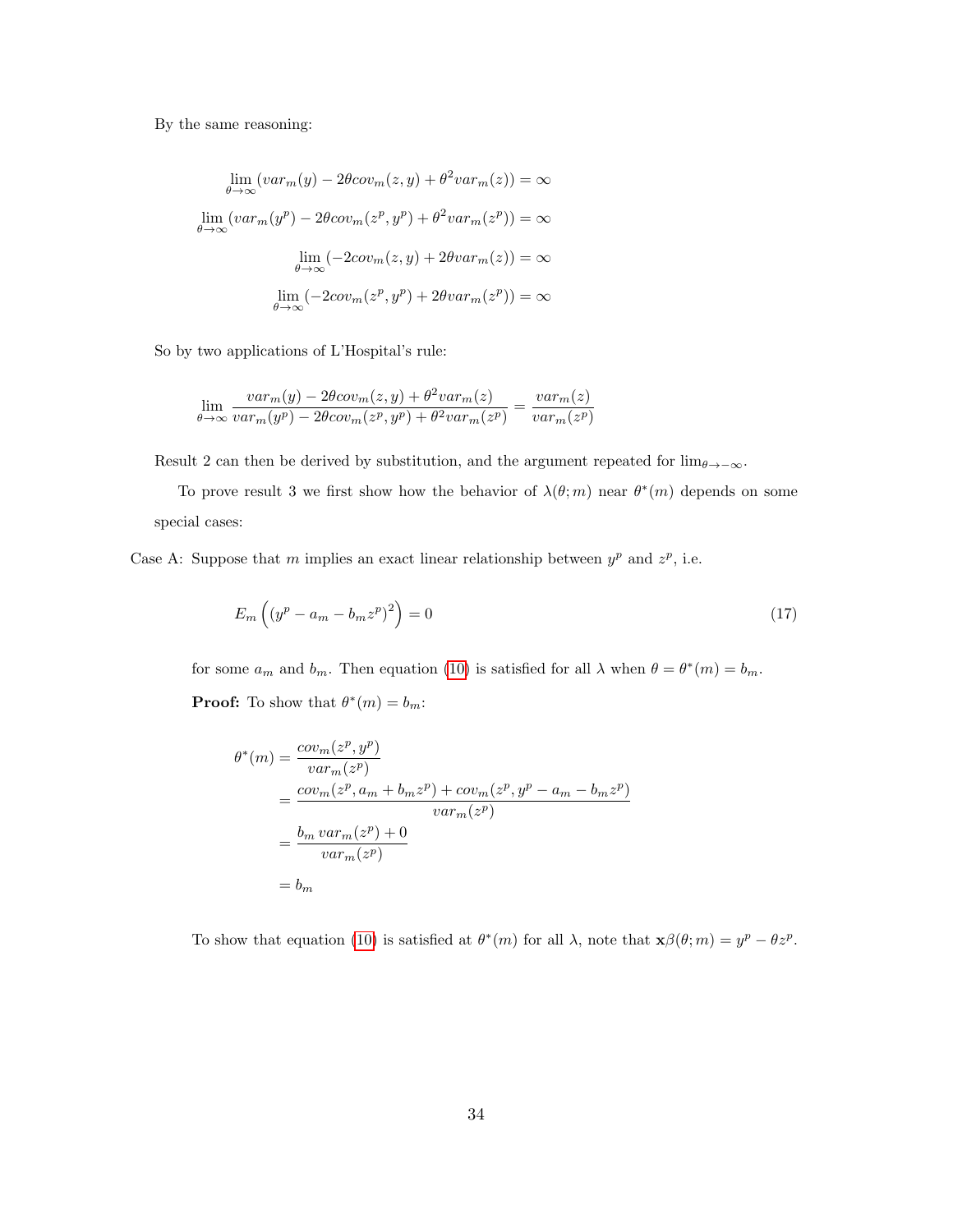By the same reasoning:

$$\lim_{\theta \to \infty} (var_m(y) - 2\theta cov_m(z, y) + \theta^2 var_m(z)) = \infty$$

$$\lim_{\theta \to \infty} (var_m(y^p) - 2\theta cov_m(z^p, y^p) + \theta^2 var_m(z^p)) = \infty$$

$$\lim_{\theta \to \infty} (-2cov_m(z, y) + 2\theta var_m(z)) = \infty$$

$$\lim_{\theta \to \infty} (-2cov_m(z^p, y^p) + 2\theta var_m(z^p)) = \infty$$

So by two applications of L'Hospital's rule:

$$\lim_{\theta \to \infty} \frac{var_m(y) - 2\theta cov_m(z, y) + \theta^2 var_m(z)}{var_m(y^p) - 2\theta cov_m(z^p, y^p) + \theta^2 var_m(z^p)} = \frac{var_m(z)}{var_m(z^p)}$$

Result 2 can then be derived by substitution, and the argument repeated for $\lim_{\theta \to -\infty}$.

To prove result 3 we first show how the behavior of $\lambda(\theta; m)$ near $\theta^*(m)$ depends on some special cases:

Case A: Suppose that $m$ implies an exact linear relationship between $y^p$ and $z^p$, i.e.

$$E_m\left((y^p - a_m - b_m z^p)^2\right) = 0 \tag{17}$$

for some $a_m$ and $b_m$. Then equation (10) is satisfied for all $\lambda$ when $\theta = \theta^*(m) = b_m$.

**Proof:** To show that $\theta^*(m) = b_m$:

$$\begin{aligned}
\theta^*(m) &= \frac{cov_m(z^p, y^p)}{var_m(z^p)} \\
&= \frac{cov_m(z^p, a_m + b_m z^p) + cov_m(z^p, y^p - a_m - b_m z^p)}{var_m(z^p)} \\
&= \frac{b_m \, var_m(z^p) + 0}{var_m(z^p)} \\
&= b_m
\end{aligned}$$

To show that equation (10) is satisfied at $\theta^*(m)$ for all $\lambda$, note that $\mathbf{x}\beta(\theta; m) = y^p - \theta z^p$.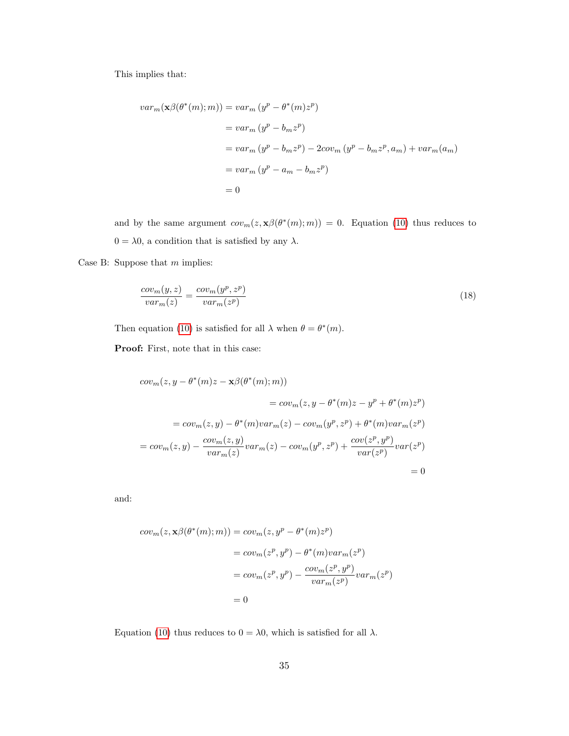This implies that:

$$
\begin{aligned}
var_m(\mathbf{x}\beta(\theta^*(m);m)) &= var_m\left(y^p - \theta^*(m)z^p\right) \\
&= var_m\left(y^p - b_m z^p\right) \\
&= var_m\left(y^p - b_m z^p\right) - 2cov_m\left(y^p - b_m z^p, a_m\right) + var_m(a_m) \\
&= var_m\left(y^p - a_m - b_m z^p\right) \\
&= 0
\end{aligned}
$$

and by the same argument $cov_m(z, \mathbf{x}\beta(\theta^*(m);m)) = 0$. Equation (10) thus reduces to $0 = \lambda 0$, a condition that is satisfied by any $\lambda$.

Case B: Suppose that $m$ implies:

$$
\frac{cov_m(y,z)}{var_m(z)} = \frac{cov_m(y^p,z^p)}{var_m(z^p)} \tag{18}
$$

Then equation (10) is satisfied for all $\lambda$ when $\theta = \theta^*(m)$.

**Proof:** First, note that in this case:

$$
\begin{aligned}
&cov_m(z, y - \theta^*(m)z - \mathbf{x}\beta(\theta^*(m);m)) \\
&\qquad = cov_m(z, y - \theta^*(m)z - y^p + \theta^*(m)z^p) \\
&\qquad = cov_m(z,y) - \theta^*(m)var_m(z) - cov_m(y^p,z^p) + \theta^*(m)var_m(z^p) \\
&\qquad = cov_m(z,y) - \frac{cov_m(z,y)}{var_m(z)}var_m(z) - cov_m(y^p,z^p) + \frac{cov(z^p,y^p)}{var(z^p)}var(z^p) \\
&\qquad = 0
\end{aligned}
$$

and:

$$
\begin{aligned}
cov_m(z, \mathbf{x}\beta(\theta^*(m);m)) &= cov_m(z, y^p - \theta^*(m)z^p) \\
&= cov_m(z^p, y^p) - \theta^*(m)var_m(z^p) \\
&= cov_m(z^p, y^p) - \frac{cov_m(z^p,y^p)}{var_m(z^p)}var_m(z^p) \\
&= 0
\end{aligned}
$$

Equation (10) thus reduces to $0 = \lambda 0$, which is satisfied for all $\lambda$.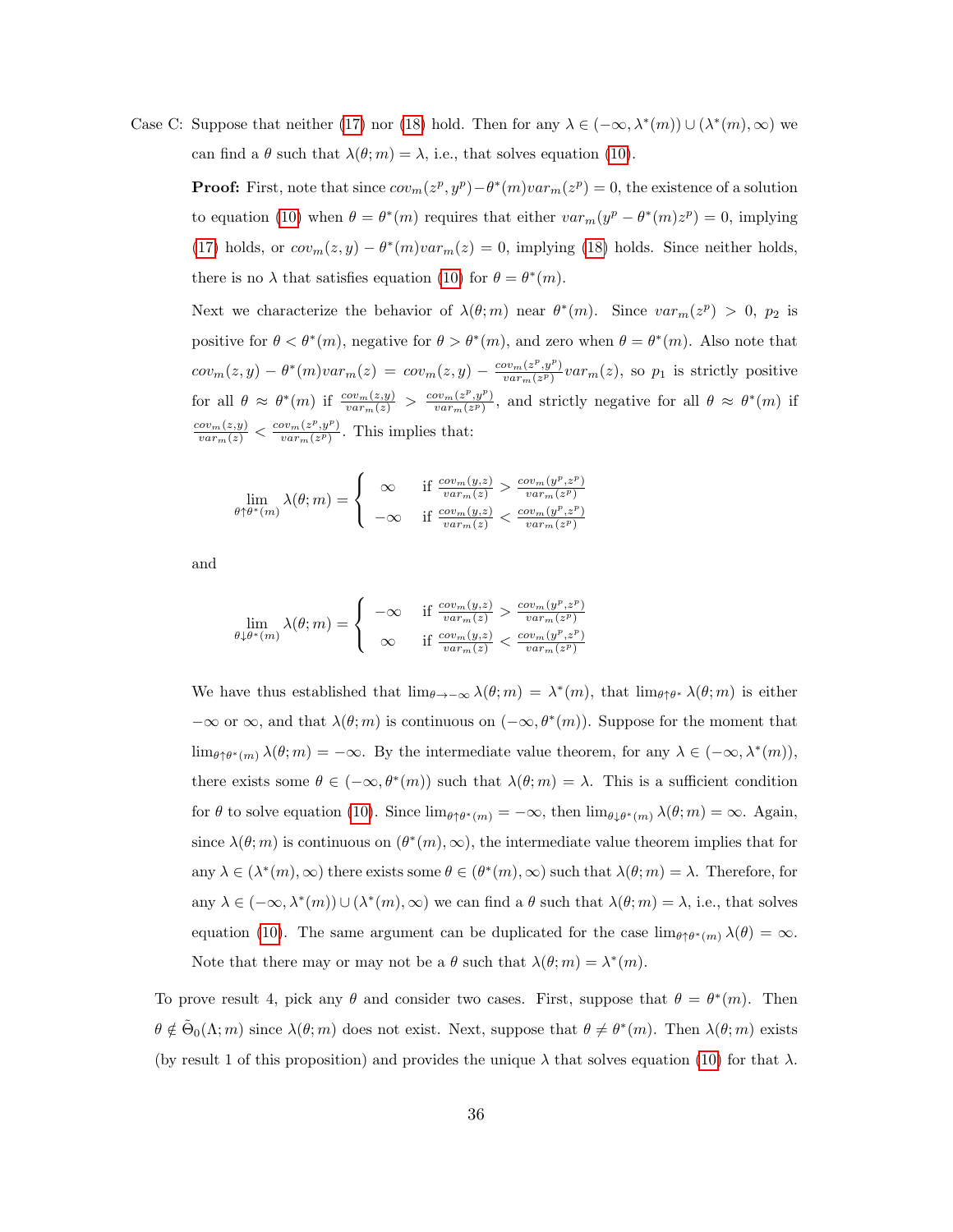Case C: Suppose that neither (17) nor (18) hold. Then for any $\lambda \in (-\infty, \lambda^*(m)) \cup (\lambda^*(m), \infty)$ we can find a $\theta$ such that $\lambda(\theta; m) = \lambda$, i.e., that solves equation (10).

**Proof:** First, note that since $cov_m(z^p, y^p) - \theta^*(m) var_m(z^p) = 0$, the existence of a solution to equation (10) when $\theta = \theta^*(m)$ requires that either $var_m(y^p - \theta^*(m) z^p) = 0$, implying (17) holds, or $cov_m(z, y) - \theta^*(m) var_m(z) = 0$, implying (18) holds. Since neither holds, there is no $\lambda$ that satisfies equation (10) for $\theta = \theta^*(m)$.

Next we characterize the behavior of $\lambda(\theta; m)$ near $\theta^*(m)$. Since $var_m(z^p) > 0$, $p_2$ is positive for $\theta < \theta^*(m)$, negative for $\theta > \theta^*(m)$, and zero when $\theta = \theta^*(m)$. Also note that $cov_m(z, y) - \theta^*(m) var_m(z) = cov_m(z, y) - \frac{cov_m(z^p, y^p)}{var_m(z^p)} var_m(z)$, so $p_1$ is strictly positive for all $\theta \approx \theta^*(m)$ if $\frac{cov_m(z,y)}{var_m(z)} > \frac{cov_m(z^p,y^p)}{var_m(z^p)}$, and strictly negative for all $\theta \approx \theta^*(m)$ if $\frac{cov_m(z,y)}{var_m(z)} < \frac{cov_m(z^p,y^p)}{var_m(z^p)}$. This implies that:

$$\lim_{\theta \uparrow \theta^*(m)} \lambda(\theta; m) = \begin{cases} \infty & \text{if } \frac{cov_m(y,z)}{var_m(z)} > \frac{cov_m(y^p,z^p)}{var_m(z^p)} \\ -\infty & \text{if } \frac{cov_m(y,z)}{var_m(z)} < \frac{cov_m(y^p,z^p)}{var_m(z^p)} \end{cases}$$

and

$$\lim_{\theta \downarrow \theta^*(m)} \lambda(\theta; m) = \begin{cases} -\infty & \text{if } \frac{cov_m(y,z)}{var_m(z)} > \frac{cov_m(y^p,z^p)}{var_m(z^p)} \\ \infty & \text{if } \frac{cov_m(y,z)}{var_m(z)} < \frac{cov_m(y^p,z^p)}{var_m(z^p)} \end{cases}$$

We have thus established that $\lim_{\theta \to -\infty} \lambda(\theta; m) = \lambda^*(m)$, that $\lim_{\theta \uparrow \theta^*} \lambda(\theta; m)$ is either $-\infty$ or $\infty$, and that $\lambda(\theta; m)$ is continuous on $(-\infty, \theta^*(m))$. Suppose for the moment that $\lim_{\theta \uparrow \theta^*(m)} \lambda(\theta; m) = -\infty$. By the intermediate value theorem, for any $\lambda \in (-\infty, \lambda^*(m))$, there exists some $\theta \in (-\infty, \theta^*(m))$ such that $\lambda(\theta; m) = \lambda$. This is a sufficient condition for $\theta$ to solve equation (10). Since $\lim_{\theta \uparrow \theta^*(m)} = -\infty$, then $\lim_{\theta \downarrow \theta^*(m)} \lambda(\theta; m) = \infty$. Again, since $\lambda(\theta; m)$ is continuous on $(\theta^*(m), \infty)$, the intermediate value theorem implies that for any $\lambda \in (\lambda^*(m), \infty)$ there exists some $\theta \in (\theta^*(m), \infty)$ such that $\lambda(\theta; m) = \lambda$. Therefore, for any $\lambda \in (-\infty, \lambda^*(m)) \cup (\lambda^*(m), \infty)$ we can find a $\theta$ such that $\lambda(\theta; m) = \lambda$, i.e., that solves equation (10). The same argument can be duplicated for the case $\lim_{\theta \uparrow \theta^*(m)} \lambda(\theta) = \infty$. Note that there may or may not be a $\theta$ such that $\lambda(\theta; m) = \lambda^*(m)$.

To prove result 4, pick any $\theta$ and consider two cases. First, suppose that $\theta = \theta^*(m)$. Then $\theta \notin \tilde{\Theta}_0(\Lambda; m)$ since $\lambda(\theta; m)$ does not exist. Next, suppose that $\theta \neq \theta^*(m)$. Then $\lambda(\theta; m)$ exists (by result 1 of this proposition) and provides the unique $\lambda$ that solves equation (10) for that $\lambda$.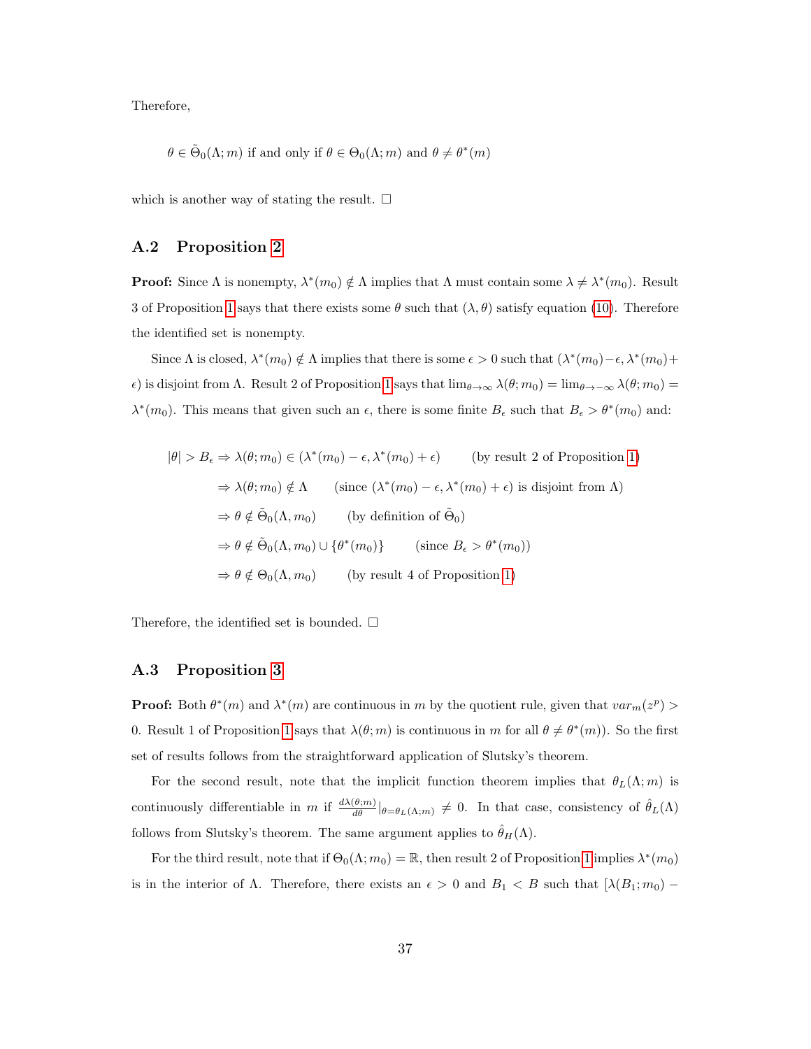Therefore,

$$\theta \in \tilde{\Theta}_0(\Lambda; m) \text{ if and only if } \theta \in \Theta_0(\Lambda; m) \text{ and } \theta \neq \theta^*(m)$$

which is another way of stating the result. □

## A.2 Proposition 2

**Proof:** Since $\Lambda$ is nonempty, $\lambda^*(m_0) \notin \Lambda$ implies that $\Lambda$ must contain some $\lambda \neq \lambda^*(m_0)$. Result 3 of Proposition 1 says that there exists some $\theta$ such that $(\lambda, \theta)$ satisfy equation (10). Therefore the identified set is nonempty.

Since $\Lambda$ is closed, $\lambda^*(m_0) \notin \Lambda$ implies that there is some $\epsilon > 0$ such that $(\lambda^*(m_0) - \epsilon, \lambda^*(m_0) + \epsilon)$ is disjoint from $\Lambda$. Result 2 of Proposition 1 says that $\lim_{\theta \to \infty} \lambda(\theta; m_0) = \lim_{\theta \to -\infty} \lambda(\theta; m_0) = \lambda^*(m_0)$. This means that given such an $\epsilon$, there is some finite $B_\epsilon$ such that $B_\epsilon > \theta^*(m_0)$ and:

$$\begin{aligned}
|\theta| > B_\epsilon &\Rightarrow \lambda(\theta; m_0) \in (\lambda^*(m_0) - \epsilon, \lambda^*(m_0) + \epsilon) \qquad \text{(by result 2 of Proposition 1)} \\
&\Rightarrow \lambda(\theta; m_0) \notin \Lambda \qquad \text{(since } (\lambda^*(m_0) - \epsilon, \lambda^*(m_0) + \epsilon) \text{ is disjoint from } \Lambda\text{)} \\
&\Rightarrow \theta \notin \tilde{\Theta}_0(\Lambda, m_0) \qquad \text{(by definition of } \tilde{\Theta}_0\text{)} \\
&\Rightarrow \theta \notin \tilde{\Theta}_0(\Lambda, m_0) \cup \{\theta^*(m_0)\} \qquad \text{(since } B_\epsilon > \theta^*(m_0)\text{)} \\
&\Rightarrow \theta \notin \Theta_0(\Lambda, m_0) \qquad \text{(by result 4 of Proposition 1)}
\end{aligned}$$

Therefore, the identified set is bounded. □

## A.3 Proposition 3

**Proof:** Both $\theta^*(m)$ and $\lambda^*(m)$ are continuous in $m$ by the quotient rule, given that $var_m(z^p) > 0$. Result 1 of Proposition 1 says that $\lambda(\theta; m)$ is continuous in $m$ for all $\theta \neq \theta^*(m)$). So the first set of results follows from the straightforward application of Slutsky's theorem.

For the second result, note that the implicit function theorem implies that $\theta_L(\Lambda; m)$ is continuously differentiable in $m$ if $\frac{d\lambda(\theta;m)}{d\theta}|_{\theta=\theta_L(\Lambda;m)} \neq 0$. In that case, consistency of $\hat{\theta}_L(\Lambda)$ follows from Slutsky's theorem. The same argument applies to $\hat{\theta}_H(\Lambda)$.

For the third result, note that if $\Theta_0(\Lambda; m_0) = \mathbb{R}$, then result 2 of Proposition 1 implies $\lambda^*(m_0)$ is in the interior of $\Lambda$. Therefore, there exists an $\epsilon > 0$ and $B_1 < B$ such that $[\lambda(B_1; m_0) -$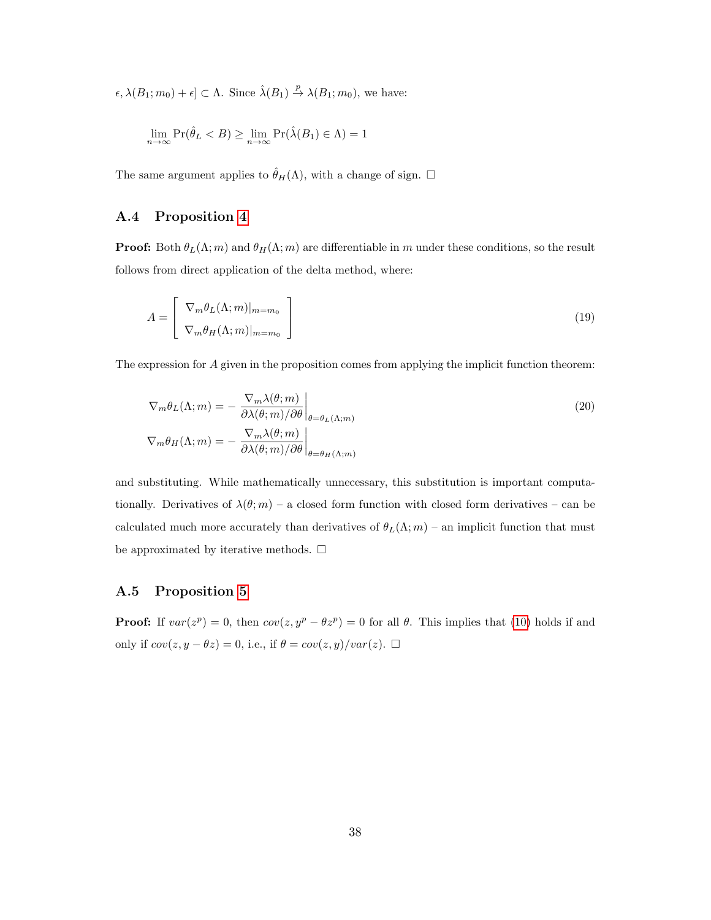$\epsilon, \lambda(B_1; m_0) + \epsilon] \subset \Lambda$. Since $\hat{\lambda}(B_1) \xrightarrow{p} \lambda(B_1; m_0)$, we have:

$$\lim_{n\to\infty} \Pr(\hat{\theta}_L < B) \geq \lim_{n\to\infty} \Pr(\hat{\lambda}(B_1) \in \Lambda) = 1$$

The same argument applies to $\hat{\theta}_H(\Lambda)$, with a change of sign. □

## A.4 Proposition 4

**Proof:** Both $\theta_L(\Lambda; m)$ and $\theta_H(\Lambda; m)$ are differentiable in $m$ under these conditions, so the result follows from direct application of the delta method, where:

$$A = \begin{bmatrix} \nabla_m \theta_L(\Lambda; m)|_{m=m_0} \\ \nabla_m \theta_H(\Lambda; m)|_{m=m_0} \end{bmatrix} \tag{19}$$

The expression for $A$ given in the proposition comes from applying the implicit function theorem:

$$\begin{aligned} \nabla_m \theta_L(\Lambda; m) &= -\left. \frac{\nabla_m \lambda(\theta; m)}{\partial \lambda(\theta; m)/\partial \theta} \right|_{\theta=\theta_L(\Lambda;m)} \\ \nabla_m \theta_H(\Lambda; m) &= -\left. \frac{\nabla_m \lambda(\theta; m)}{\partial \lambda(\theta; m)/\partial \theta} \right|_{\theta=\theta_H(\Lambda;m)} \end{aligned} \tag{20}$$

and substituting. While mathematically unnecessary, this substitution is important computationally. Derivatives of $\lambda(\theta; m)$ – a closed form function with closed form derivatives – can be calculated much more accurately than derivatives of $\theta_L(\Lambda; m)$ – an implicit function that must be approximated by iterative methods. □

## A.5 Proposition 5

**Proof:** If $var(z^p) = 0$, then $cov(z, y^p - \theta z^p) = 0$ for all $\theta$. This implies that (10) holds if and only if $cov(z, y - \theta z) = 0$, i.e., if $\theta = cov(z, y)/var(z)$. □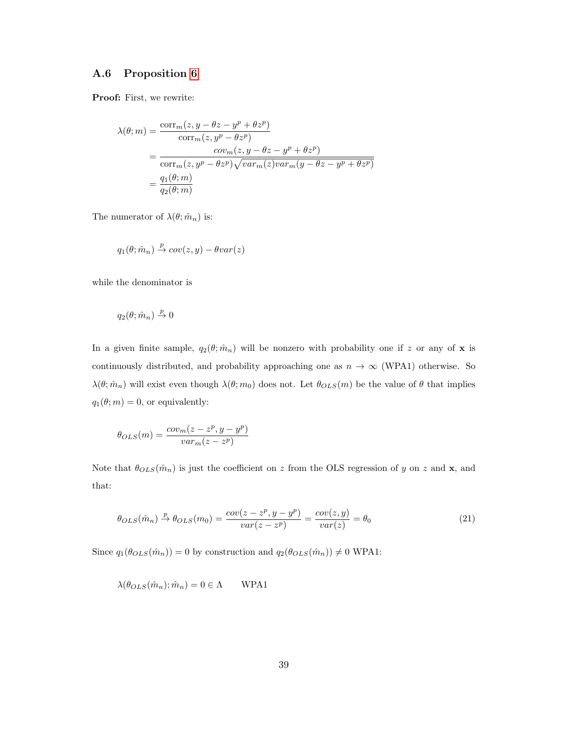### A.6 Proposition 6

**Proof:** First, we rewrite:

$$
\begin{aligned}
\lambda(\theta; m) &= \frac{\text{corr}_m(z, y - \theta z - y^p + \theta z^p)}{\text{corr}_m(z, y^p - \theta z^p)} \\
&= \frac{cov_m(z, y - \theta z - y^p + \theta z^p)}{\text{corr}_m(z, y^p - \theta z^p)\sqrt{var_m(z) var_m(y - \theta z - y^p + \theta z^p)}} \\
&= \frac{q_1(\theta; m)}{q_2(\theta; m)}
\end{aligned}
$$

The numerator of $\lambda(\theta; \hat{m}_n)$ is:

$$
q_1(\theta; \hat{m}_n) \xrightarrow{p} cov(z, y) - \theta var(z)
$$

while the denominator is

$$
q_2(\theta; \hat{m}_n) \xrightarrow{p} 0
$$

In a given finite sample, $q_2(\theta; \hat{m}_n)$ will be nonzero with probability one if $z$ or any of $\mathbf{x}$ is continuously distributed, and probability approaching one as $n \to \infty$ (WPA1) otherwise. So $\lambda(\theta; \hat{m}_n)$ will exist even though $\lambda(\theta; m_0)$ does not. Let $\theta_{OLS}(m)$ be the value of $\theta$ that implies $q_1(\theta; m) = 0$, or equivalently:

$$
\theta_{OLS}(m) = \frac{cov_m(z - z^p, y - y^p)}{var_m(z - z^p)}
$$

Note that $\theta_{OLS}(\hat{m}_n)$ is just the coefficient on $z$ from the OLS regression of $y$ on $z$ and $\mathbf{x}$, and that:

$$
\theta_{OLS}(\hat{m}_n) \xrightarrow{p} \theta_{OLS}(m_0) = \frac{cov(z - z^p, y - y^p)}{var(z - z^p)} = \frac{cov(z, y)}{var(z)} = \theta_0 \tag{21}
$$

Since $q_1(\theta_{OLS}(\hat{m}_n)) = 0$ by construction and $q_2(\theta_{OLS}(\hat{m}_n)) \neq 0$ WPA1:

$$
\lambda(\theta_{OLS}(\hat{m}_n); \hat{m}_n) = 0 \in \Lambda \qquad \text{WPA1}
$$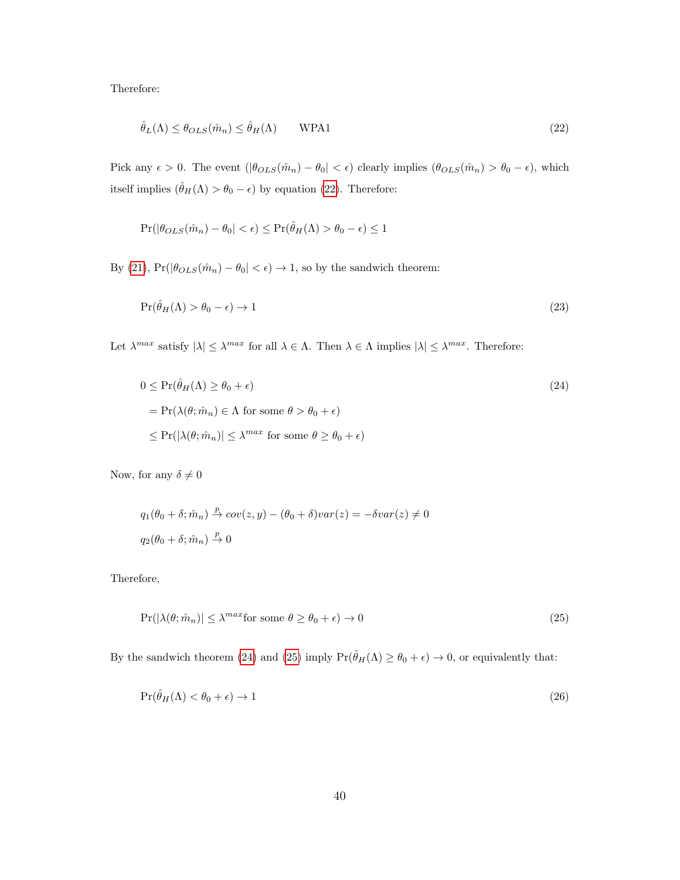Therefore:

$$\hat{\theta}_L(\Lambda) \leq \theta_{OLS}(\hat{m}_n) \leq \hat{\theta}_H(\Lambda) \qquad \text{WPA1} \tag{22}$$

Pick any $\epsilon > 0$. The event $(|\theta_{OLS}(\hat{m}_n) - \theta_0| < \epsilon)$ clearly implies $(\theta_{OLS}(\hat{m}_n) > \theta_0 - \epsilon)$, which itself implies $(\hat{\theta}_H(\Lambda) > \theta_0 - \epsilon)$ by equation (22). Therefore:

$$\Pr(|\theta_{OLS}(\hat{m}_n) - \theta_0| < \epsilon) \leq \Pr(\hat{\theta}_H(\Lambda) > \theta_0 - \epsilon) \leq 1$$

By (21), $\Pr(|\theta_{OLS}(\hat{m}_n) - \theta_0| < \epsilon) \to 1$, so by the sandwich theorem:

$$\Pr(\hat{\theta}_H(\Lambda) > \theta_0 - \epsilon) \to 1 \tag{23}$$

Let $\lambda^{max}$ satisfy $|\lambda| \leq \lambda^{max}$ for all $\lambda \in \Lambda$. Then $\lambda \in \Lambda$ implies $|\lambda| \leq \lambda^{max}$. Therefore:

$$\begin{aligned} 0 &\leq \Pr(\hat{\theta}_H(\Lambda) \geq \theta_0 + \epsilon) \\ &= \Pr(\lambda(\theta; \hat{m}_n) \in \Lambda \text{ for some } \theta > \theta_0 + \epsilon) \\ &\leq \Pr(|\lambda(\theta; \hat{m}_n)| \leq \lambda^{max} \text{ for some } \theta \geq \theta_0 + \epsilon) \end{aligned} \tag{24}$$

Now, for any $\delta \neq 0$

$$\begin{aligned} q_1(\theta_0 + \delta; \hat{m}_n) &\xrightarrow{p} cov(z, y) - (\theta_0 + \delta) var(z) = -\delta var(z) \neq 0 \\ q_2(\theta_0 + \delta; \hat{m}_n) &\xrightarrow{p} 0 \end{aligned}$$

Therefore,

$$\Pr(|\lambda(\theta; \hat{m}_n)| \leq \lambda^{max} \text{for some } \theta \geq \theta_0 + \epsilon) \to 0 \tag{25}$$

By the sandwich theorem (24) and (25) imply $\Pr(\hat{\theta}_H(\Lambda) \geq \theta_0 + \epsilon) \to 0$, or equivalently that:

$$\Pr(\hat{\theta}_H(\Lambda) < \theta_0 + \epsilon) \to 1 \tag{26}$$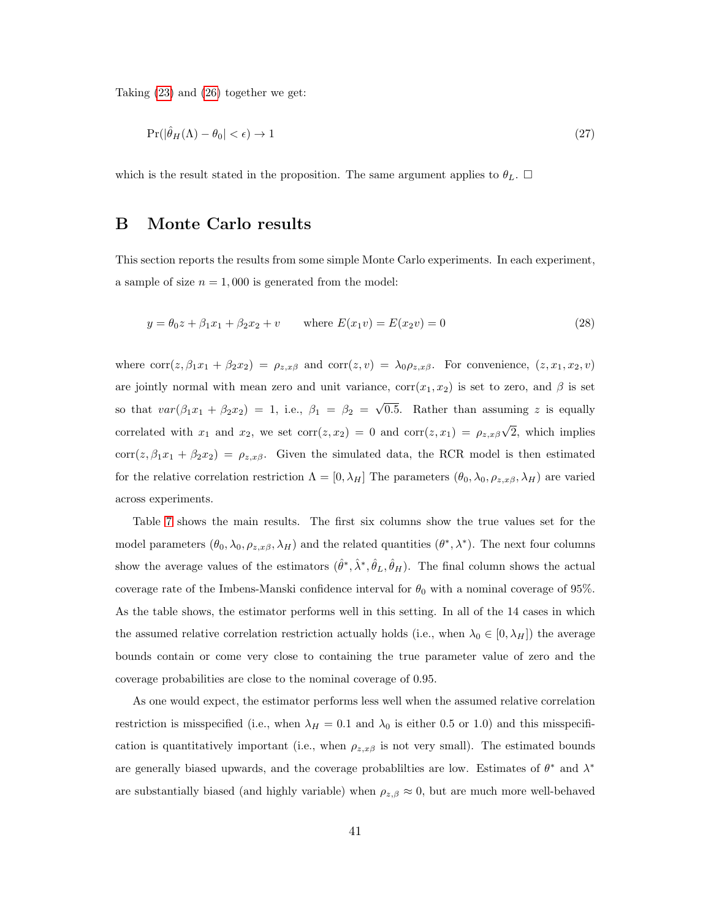Taking (23) and (26) together we get:

$$\Pr(|\hat{\theta}_H(\Lambda) - \theta_0| < \epsilon) \to 1 \tag{27}$$

which is the result stated in the proposition. The same argument applies to $\theta_L$. □

# B Monte Carlo results

This section reports the results from some simple Monte Carlo experiments. In each experiment, a sample of size $n = 1,000$ is generated from the model:

$$y = \theta_0 z + \beta_1 x_1 + \beta_2 x_2 + v \qquad \text{where } E(x_1 v) = E(x_2 v) = 0 \tag{28}$$

where $\text{corr}(z, \beta_1 x_1 + \beta_2 x_2) = \rho_{z,x\beta}$ and $\text{corr}(z, v) = \lambda_0 \rho_{z,x\beta}$. For convenience, $(z, x_1, x_2, v)$ are jointly normal with mean zero and unit variance, $\text{corr}(x_1, x_2)$ is set to zero, and $\beta$ is set so that $var(\beta_1 x_1 + \beta_2 x_2) = 1$, i.e., $\beta_1 = \beta_2 = \sqrt{0.5}$. Rather than assuming $z$ is equally correlated with $x_1$ and $x_2$, we set $\text{corr}(z, x_2) = 0$ and $\text{corr}(z, x_1) = \rho_{z,x\beta}\sqrt{2}$, which implies $\text{corr}(z, \beta_1 x_1 + \beta_2 x_2) = \rho_{z,x\beta}$. Given the simulated data, the RCR model is then estimated for the relative correlation restriction $\Lambda = [0, \lambda_H]$ The parameters $(\theta_0, \lambda_0, \rho_{z,x\beta}, \lambda_H)$ are varied across experiments.

Table 7 shows the main results. The first six columns show the true values set for the model parameters $(\theta_0, \lambda_0, \rho_{z,x\beta}, \lambda_H)$ and the related quantities $(\theta^*, \lambda^*)$. The next four columns show the average values of the estimators $(\hat{\theta}^*, \hat{\lambda}^*, \hat{\theta}_L, \hat{\theta}_H)$. The final column shows the actual coverage rate of the Imbens-Manski confidence interval for $\theta_0$ with a nominal coverage of 95%. As the table shows, the estimator performs well in this setting. In all of the 14 cases in which the assumed relative correlation restriction actually holds (i.e., when $\lambda_0 \in [0, \lambda_H]$) the average bounds contain or come very close to containing the true parameter value of zero and the coverage probabilities are close to the nominal coverage of 0.95.

As one would expect, the estimator performs less well when the assumed relative correlation restriction is misspecified (i.e., when $\lambda_H = 0.1$ and $\lambda_0$ is either 0.5 or 1.0) and this misspecification is quantitatively important (i.e., when $\rho_{z,x\beta}$ is not very small). The estimated bounds are generally biased upwards, and the coverage probablilties are low. Estimates of $\theta^*$ and $\lambda^*$ are substantially biased (and highly variable) when $\rho_{z,\beta} \approx 0$, but are much more well-behaved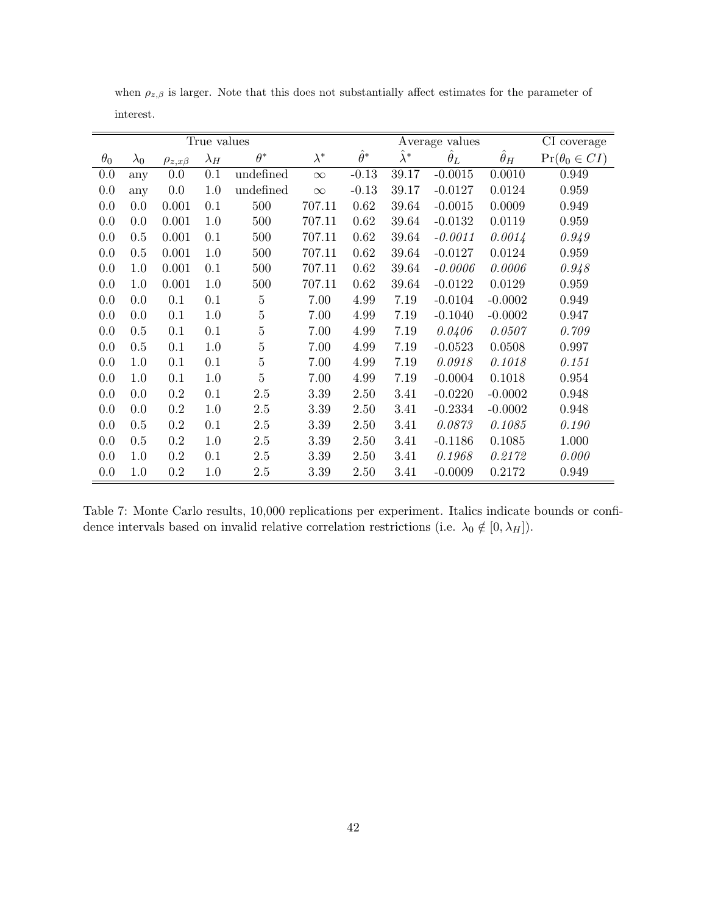when $\rho_{z,\beta}$ is larger. Note that this does not substantially affect estimates for the parameter of interest.

| True values | | | | | | Average values | | | | CI coverage |
|---|---|---|---|---|---|---|---|---|---|---|
| $\theta_0$ | $\lambda_0$ | $\rho_{z,x\beta}$ | $\lambda_H$ | $\theta^*$ | $\lambda^*$ | $\hat{\theta}^*$ | $\hat{\lambda}^*$ | $\hat{\theta}_L$ | $\hat{\theta}_H$ | $\Pr(\theta_0 \in CI)$ |
| 0.0 | any | 0.0 | 0.1 | undefined | $\infty$ | -0.13 | 39.17 | -0.0015 | 0.0010 | 0.949 |
| 0.0 | any | 0.0 | 1.0 | undefined | $\infty$ | -0.13 | 39.17 | -0.0127 | 0.0124 | 0.959 |
| 0.0 | 0.0 | 0.001 | 0.1 | 500 | 707.11 | 0.62 | 39.64 | -0.0015 | 0.0009 | 0.949 |
| 0.0 | 0.0 | 0.001 | 1.0 | 500 | 707.11 | 0.62 | 39.64 | -0.0132 | 0.0119 | 0.959 |
| 0.0 | 0.5 | 0.001 | 0.1 | 500 | 707.11 | 0.62 | 39.64 | *-0.0011* | *0.0014* | *0.949* |
| 0.0 | 0.5 | 0.001 | 1.0 | 500 | 707.11 | 0.62 | 39.64 | -0.0127 | 0.0124 | 0.959 |
| 0.0 | 1.0 | 0.001 | 0.1 | 500 | 707.11 | 0.62 | 39.64 | *-0.0006* | *0.0006* | *0.948* |
| 0.0 | 1.0 | 0.001 | 1.0 | 500 | 707.11 | 0.62 | 39.64 | -0.0122 | 0.0129 | 0.959 |
| 0.0 | 0.0 | 0.1 | 0.1 | 5 | 7.00 | 4.99 | 7.19 | -0.0104 | -0.0002 | 0.949 |
| 0.0 | 0.0 | 0.1 | 1.0 | 5 | 7.00 | 4.99 | 7.19 | -0.1040 | -0.0002 | 0.947 |
| 0.0 | 0.5 | 0.1 | 0.1 | 5 | 7.00 | 4.99 | 7.19 | *0.0406* | *0.0507* | *0.709* |
| 0.0 | 0.5 | 0.1 | 1.0 | 5 | 7.00 | 4.99 | 7.19 | -0.0523 | 0.0508 | 0.997 |
| 0.0 | 1.0 | 0.1 | 0.1 | 5 | 7.00 | 4.99 | 7.19 | *0.0918* | *0.1018* | *0.151* |
| 0.0 | 1.0 | 0.1 | 1.0 | 5 | 7.00 | 4.99 | 7.19 | -0.0004 | 0.1018 | 0.954 |
| 0.0 | 0.0 | 0.2 | 0.1 | 2.5 | 3.39 | 2.50 | 3.41 | -0.0220 | -0.0002 | 0.948 |
| 0.0 | 0.0 | 0.2 | 1.0 | 2.5 | 3.39 | 2.50 | 3.41 | -0.2334 | -0.0002 | 0.948 |
| 0.0 | 0.5 | 0.2 | 0.1 | 2.5 | 3.39 | 2.50 | 3.41 | *0.0873* | *0.1085* | *0.190* |
| 0.0 | 0.5 | 0.2 | 1.0 | 2.5 | 3.39 | 2.50 | 3.41 | -0.1186 | 0.1085 | 1.000 |
| 0.0 | 1.0 | 0.2 | 0.1 | 2.5 | 3.39 | 2.50 | 3.41 | *0.1968* | *0.2172* | *0.000* |
| 0.0 | 1.0 | 0.2 | 1.0 | 2.5 | 3.39 | 2.50 | 3.41 | -0.0009 | 0.2172 | 0.949 |

Table 7: Monte Carlo results, 10,000 replications per experiment. Italics indicate bounds or confidence intervals based on invalid relative correlation restrictions (i.e. $\lambda_0 \notin [0, \lambda_H]$).